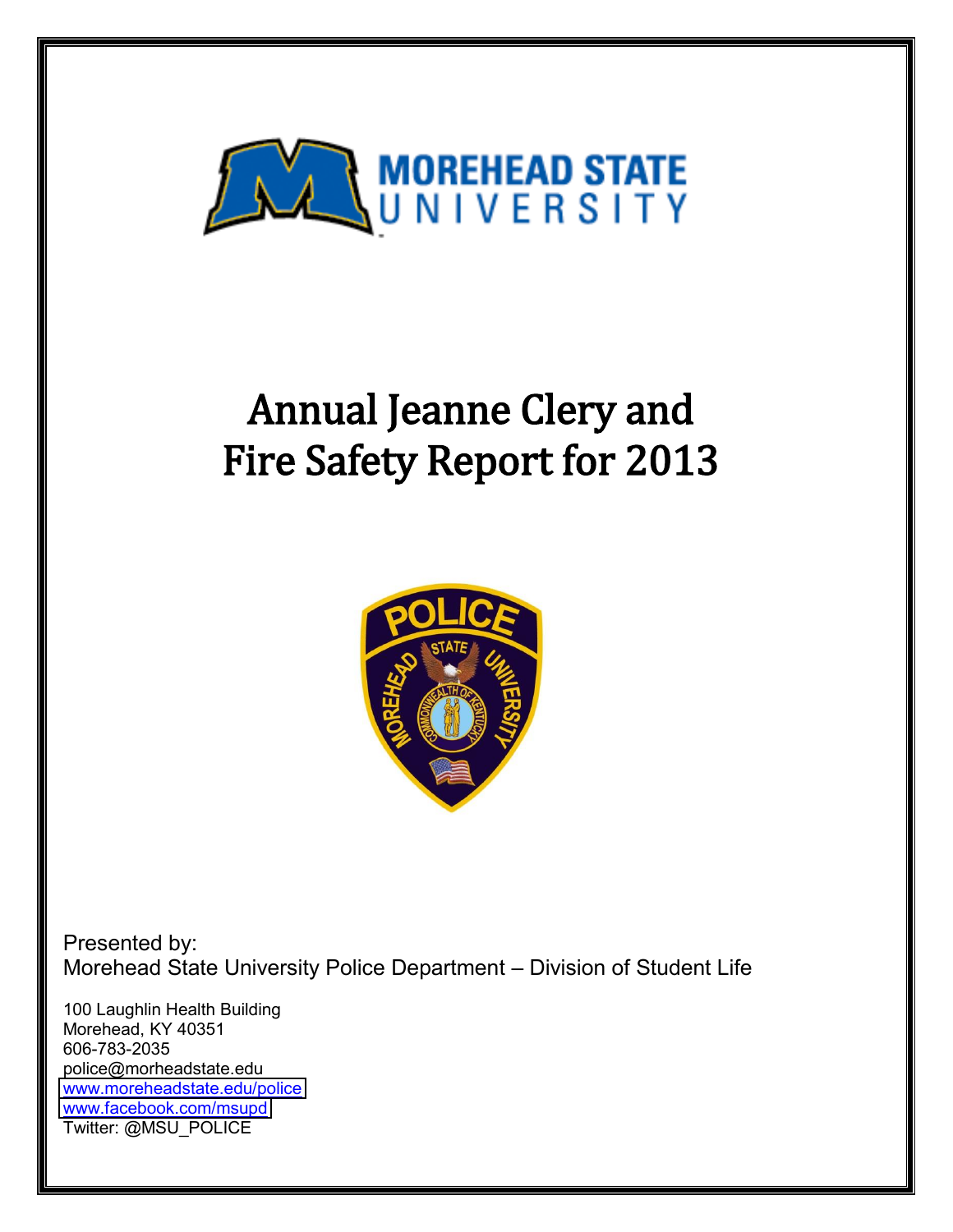# Annual Jeanne Clery and Fire Safety Report for 2013

Presented by:
Morehead State University Police Department – Division of Student Life

100 Laughlin Health Building
Morehead, KY 40351
606-783-2035
police@morheadstate.edu
www.moreheadstate.edu/police
www.facebook.com/msupd
Twitter: @MSU_POLICE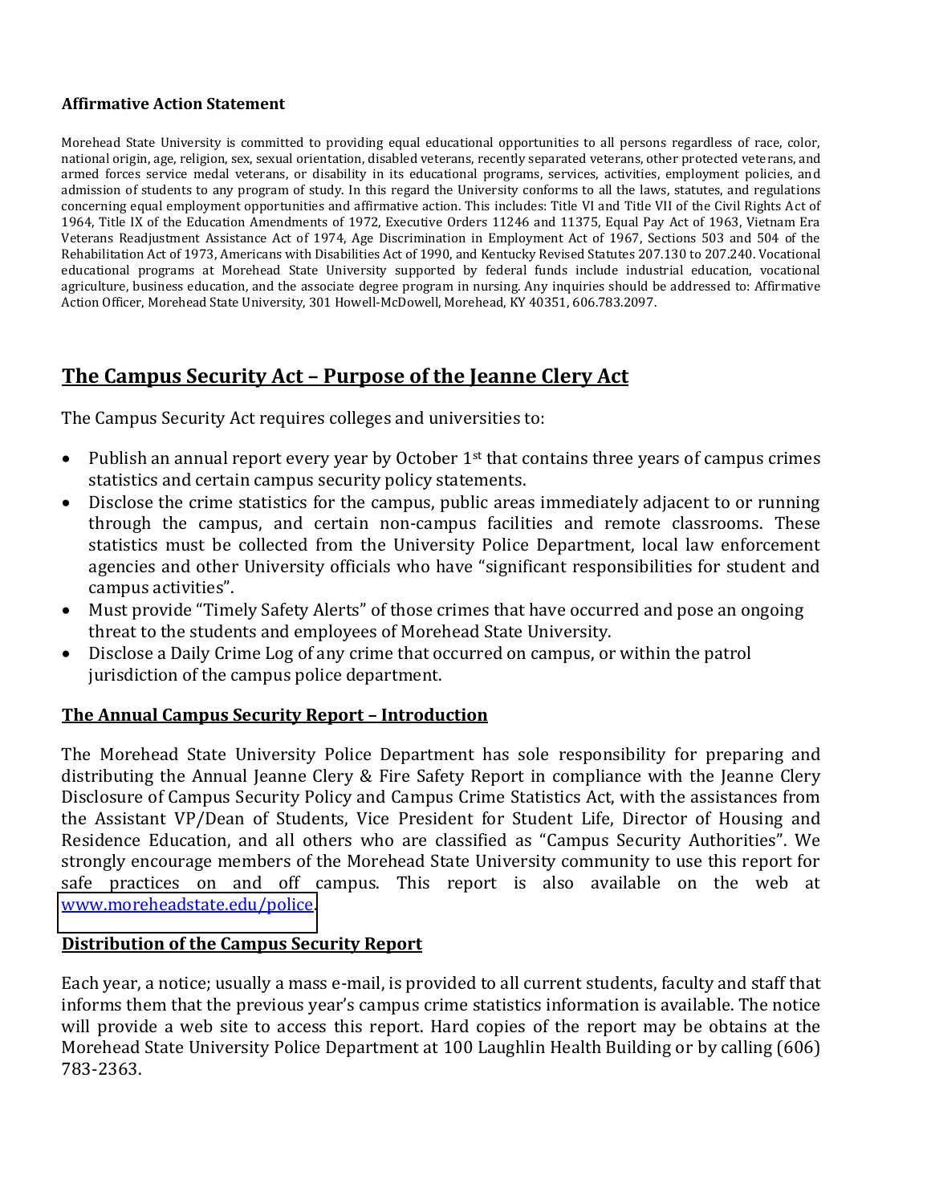**Affirmative Action Statement**

Morehead State University is committed to providing equal educational opportunities to all persons regardless of race, color, national origin, age, religion, sex, sexual orientation, disabled veterans, recently separated veterans, other protected veterans, and armed forces service medal veterans, or disability in its educational programs, services, activities, employment policies, and admission of students to any program of study. In this regard the University conforms to all the laws, statutes, and regulations concerning equal employment opportunities and affirmative action. This includes: Title VI and Title VII of the Civil Rights Act of 1964, Title IX of the Education Amendments of 1972, Executive Orders 11246 and 11375, Equal Pay Act of 1963, Vietnam Era Veterans Readjustment Assistance Act of 1974, Age Discrimination in Employment Act of 1967, Sections 503 and 504 of the Rehabilitation Act of 1973, Americans with Disabilities Act of 1990, and Kentucky Revised Statutes 207.130 to 207.240. Vocational educational programs at Morehead State University supported by federal funds include industrial education, vocational agriculture, business education, and the associate degree program in nursing. Any inquiries should be addressed to: Affirmative Action Officer, Morehead State University, 301 Howell-McDowell, Morehead, KY 40351, 606.783.2097.

## The Campus Security Act – Purpose of the Jeanne Clery Act

The Campus Security Act requires colleges and universities to:

- Publish an annual report every year by October 1st that contains three years of campus crimes statistics and certain campus security policy statements.
- Disclose the crime statistics for the campus, public areas immediately adjacent to or running through the campus, and certain non-campus facilities and remote classrooms. These statistics must be collected from the University Police Department, local law enforcement agencies and other University officials who have "significant responsibilities for student and campus activities".
- Must provide "Timely Safety Alerts" of those crimes that have occurred and pose an ongoing threat to the students and employees of Morehead State University.
- Disclose a Daily Crime Log of any crime that occurred on campus, or within the patrol jurisdiction of the campus police department.

### The Annual Campus Security Report – Introduction

The Morehead State University Police Department has sole responsibility for preparing and distributing the Annual Jeanne Clery & Fire Safety Report in compliance with the Jeanne Clery Disclosure of Campus Security Policy and Campus Crime Statistics Act, with the assistances from the Assistant VP/Dean of Students, Vice President for Student Life, Director of Housing and Residence Education, and all others who are classified as "Campus Security Authorities". We strongly encourage members of the Morehead State University community to use this report for safe practices on and off campus. This report is also available on the web at www.moreheadstate.edu/police.

### Distribution of the Campus Security Report

Each year, a notice; usually a mass e-mail, is provided to all current students, faculty and staff that informs them that the previous year's campus crime statistics information is available. The notice will provide a web site to access this report. Hard copies of the report may be obtains at the Morehead State University Police Department at 100 Laughlin Health Building or by calling (606) 783-2363.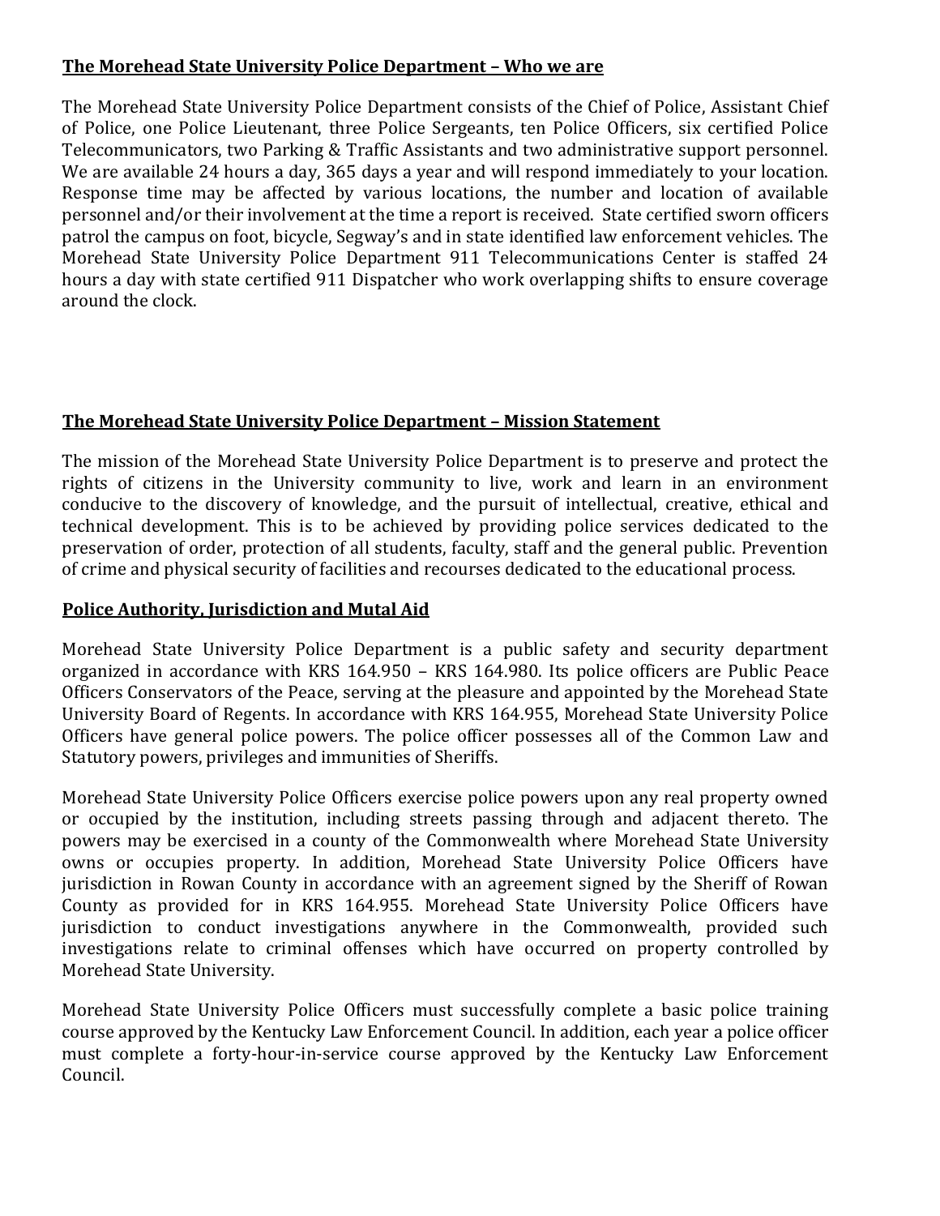## The Morehead State University Police Department – Who we are

The Morehead State University Police Department consists of the Chief of Police, Assistant Chief of Police, one Police Lieutenant, three Police Sergeants, ten Police Officers, six certified Police Telecommunicators, two Parking & Traffic Assistants and two administrative support personnel. We are available 24 hours a day, 365 days a year and will respond immediately to your location. Response time may be affected by various locations, the number and location of available personnel and/or their involvement at the time a report is received. State certified sworn officers patrol the campus on foot, bicycle, Segway's and in state identified law enforcement vehicles. The Morehead State University Police Department 911 Telecommunications Center is staffed 24 hours a day with state certified 911 Dispatcher who work overlapping shifts to ensure coverage around the clock.

## The Morehead State University Police Department – Mission Statement

The mission of the Morehead State University Police Department is to preserve and protect the rights of citizens in the University community to live, work and learn in an environment conducive to the discovery of knowledge, and the pursuit of intellectual, creative, ethical and technical development. This is to be achieved by providing police services dedicated to the preservation of order, protection of all students, faculty, staff and the general public. Prevention of crime and physical security of facilities and recourses dedicated to the educational process.

## Police Authority, Jurisdiction and Mutal Aid

Morehead State University Police Department is a public safety and security department organized in accordance with KRS 164.950 – KRS 164.980. Its police officers are Public Peace Officers Conservators of the Peace, serving at the pleasure and appointed by the Morehead State University Board of Regents. In accordance with KRS 164.955, Morehead State University Police Officers have general police powers. The police officer possesses all of the Common Law and Statutory powers, privileges and immunities of Sheriffs.

Morehead State University Police Officers exercise police powers upon any real property owned or occupied by the institution, including streets passing through and adjacent thereto. The powers may be exercised in a county of the Commonwealth where Morehead State University owns or occupies property. In addition, Morehead State University Police Officers have jurisdiction in Rowan County in accordance with an agreement signed by the Sheriff of Rowan County as provided for in KRS 164.955. Morehead State University Police Officers have jurisdiction to conduct investigations anywhere in the Commonwealth, provided such investigations relate to criminal offenses which have occurred on property controlled by Morehead State University.

Morehead State University Police Officers must successfully complete a basic police training course approved by the Kentucky Law Enforcement Council. In addition, each year a police officer must complete a forty-hour-in-service course approved by the Kentucky Law Enforcement Council.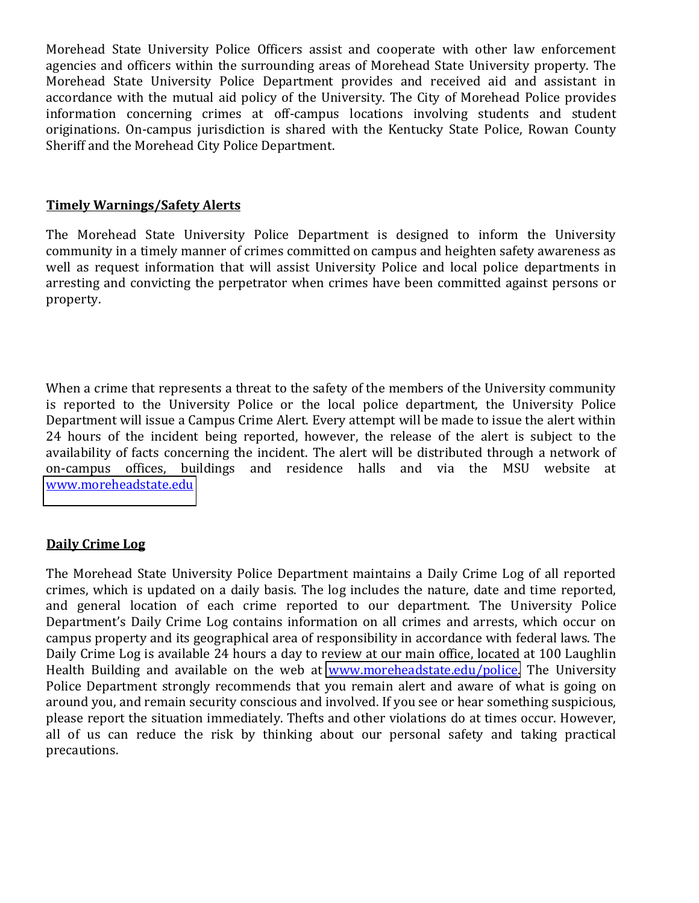Morehead State University Police Officers assist and cooperate with other law enforcement agencies and officers within the surrounding areas of Morehead State University property. The Morehead State University Police Department provides and received aid and assistant in accordance with the mutual aid policy of the University. The City of Morehead Police provides information concerning crimes at off-campus locations involving students and student originations. On-campus jurisdiction is shared with the Kentucky State Police, Rowan County Sheriff and the Morehead City Police Department.

## Timely Warnings/Safety Alerts

The Morehead State University Police Department is designed to inform the University community in a timely manner of crimes committed on campus and heighten safety awareness as well as request information that will assist University Police and local police departments in arresting and convicting the perpetrator when crimes have been committed against persons or property.

When a crime that represents a threat to the safety of the members of the University community is reported to the University Police or the local police department, the University Police Department will issue a Campus Crime Alert. Every attempt will be made to issue the alert within 24 hours of the incident being reported, however, the release of the alert is subject to the availability of facts concerning the incident. The alert will be distributed through a network of on-campus offices, buildings and residence halls and via the MSU website at www.moreheadstate.edu

## Daily Crime Log

The Morehead State University Police Department maintains a Daily Crime Log of all reported crimes, which is updated on a daily basis. The log includes the nature, date and time reported, and general location of each crime reported to our department. The University Police Department's Daily Crime Log contains information on all crimes and arrests, which occur on campus property and its geographical area of responsibility in accordance with federal laws. The Daily Crime Log is available 24 hours a day to review at our main office, located at 100 Laughlin Health Building and available on the web at www.moreheadstate.edu/police. The University Police Department strongly recommends that you remain alert and aware of what is going on around you, and remain security conscious and involved. If you see or hear something suspicious, please report the situation immediately. Thefts and other violations do at times occur. However, all of us can reduce the risk by thinking about our personal safety and taking practical precautions.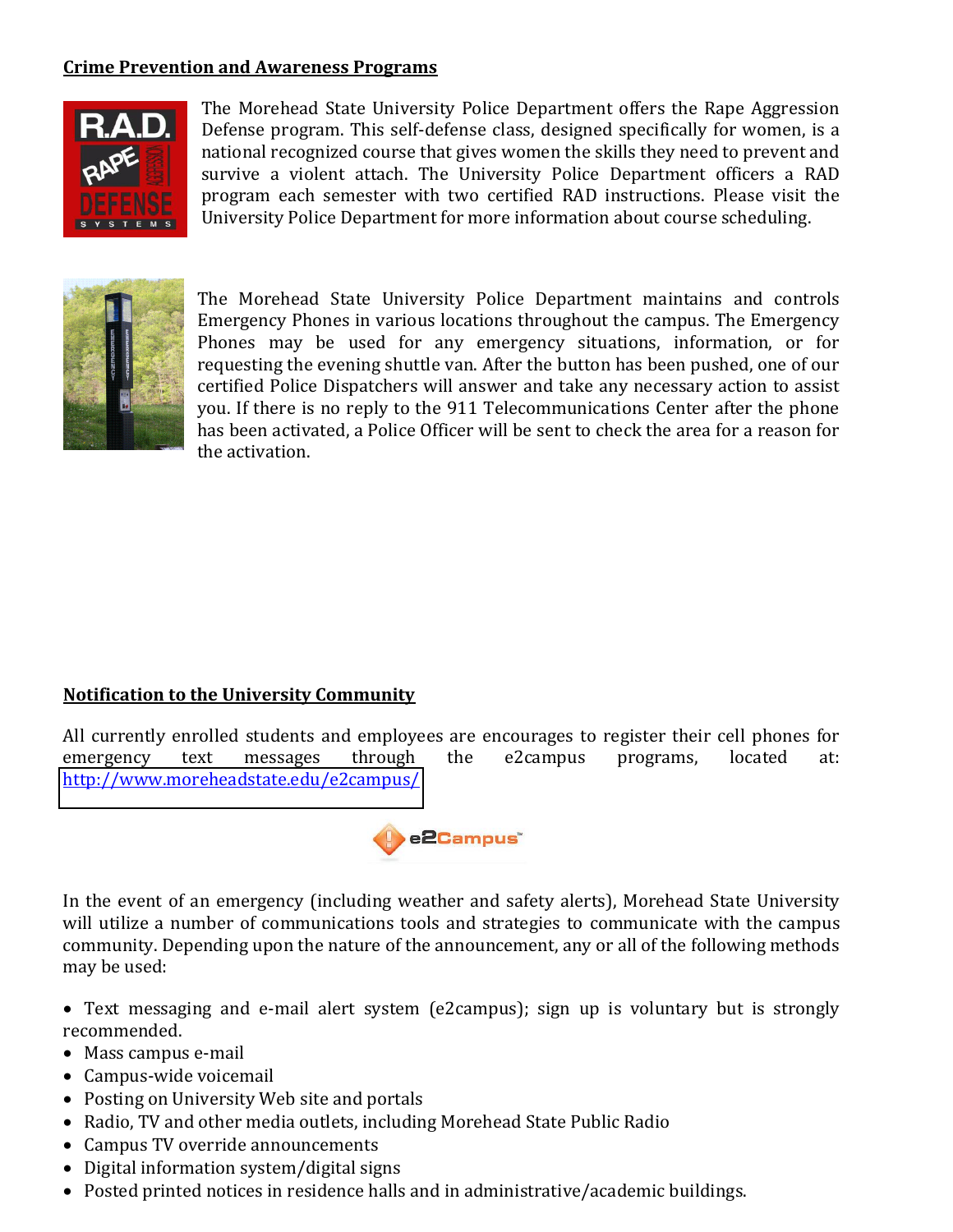## Crime Prevention and Awareness Programs

The Morehead State University Police Department offers the Rape Aggression Defense program. This self-defense class, designed specifically for women, is a national recognized course that gives women the skills they need to prevent and survive a violent attach. The University Police Department officers a RAD program each semester with two certified RAD instructions. Please visit the University Police Department for more information about course scheduling.

The Morehead State University Police Department maintains and controls Emergency Phones in various locations throughout the campus. The Emergency Phones may be used for any emergency situations, information, or for requesting the evening shuttle van. After the button has been pushed, one of our certified Police Dispatchers will answer and take any necessary action to assist you. If there is no reply to the 911 Telecommunications Center after the phone has been activated, a Police Officer will be sent to check the area for a reason for the activation.

## Notification to the University Community

All currently enrolled students and employees are encourages to register their cell phones for emergency text messages through the e2campus programs, located at: http://www.moreheadstate.edu/e2campus/

In the event of an emergency (including weather and safety alerts), Morehead State University will utilize a number of communications tools and strategies to communicate with the campus community. Depending upon the nature of the announcement, any or all of the following methods may be used:

- Text messaging and e-mail alert system (e2campus); sign up is voluntary but is strongly recommended.
- Mass campus e-mail
- Campus-wide voicemail
- Posting on University Web site and portals
- Radio, TV and other media outlets, including Morehead State Public Radio
- Campus TV override announcements
- Digital information system/digital signs
- Posted printed notices in residence halls and in administrative/academic buildings.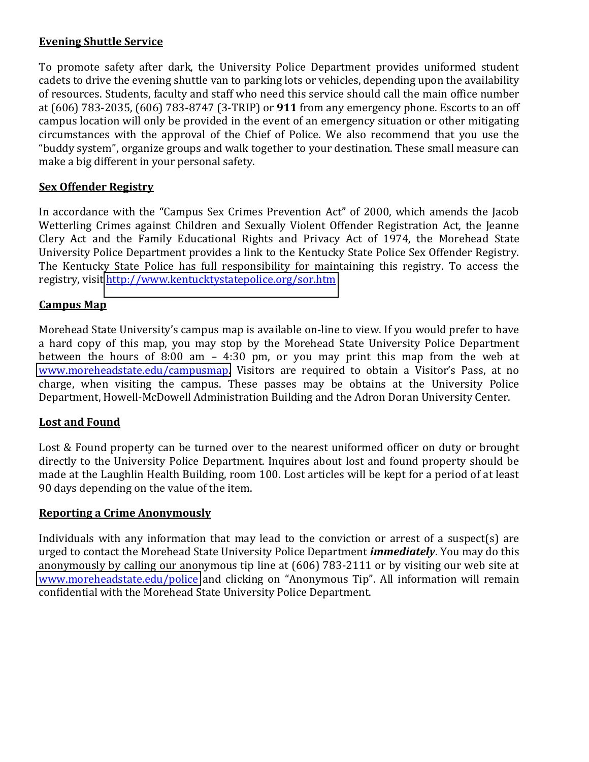**Evening Shuttle Service**

To promote safety after dark, the University Police Department provides uniformed student cadets to drive the evening shuttle van to parking lots or vehicles, depending upon the availability of resources. Students, faculty and staff who need this service should call the main office number at (606) 783-2035, (606) 783-8747 (3-TRIP) or **911** from any emergency phone. Escorts to an off campus location will only be provided in the event of an emergency situation or other mitigating circumstances with the approval of the Chief of Police. We also recommend that you use the "buddy system", organize groups and walk together to your destination. These small measure can make a big different in your personal safety.

**Sex Offender Registry**

In accordance with the "Campus Sex Crimes Prevention Act" of 2000, which amends the Jacob Wetterling Crimes against Children and Sexually Violent Offender Registration Act, the Jeanne Clery Act and the Family Educational Rights and Privacy Act of 1974, the Morehead State University Police Department provides a link to the Kentucky State Police Sex Offender Registry. The Kentucky State Police has full responsibility for maintaining this registry. To access the registry, visit http://www.kentucktystatepolice.org/sor.htm

**Campus Map**

Morehead State University's campus map is available on-line to view. If you would prefer to have a hard copy of this map, you may stop by the Morehead State University Police Department between the hours of 8:00 am – 4:30 pm, or you may print this map from the web at www.moreheadstate.edu/campusmap. Visitors are required to obtain a Visitor's Pass, at no charge, when visiting the campus. These passes may be obtains at the University Police Department, Howell-McDowell Administration Building and the Adron Doran University Center.

**Lost and Found**

Lost & Found property can be turned over to the nearest uniformed officer on duty or brought directly to the University Police Department. Inquires about lost and found property should be made at the Laughlin Health Building, room 100. Lost articles will be kept for a period of at least 90 days depending on the value of the item.

**Reporting a Crime Anonymously**

Individuals with any information that may lead to the conviction or arrest of a suspect(s) are urged to contact the Morehead State University Police Department ***immediately***. You may do this anonymously by calling our anonymous tip line at (606) 783-2111 or by visiting our web site at www.moreheadstate.edu/police and clicking on "Anonymous Tip". All information will remain confidential with the Morehead State University Police Department.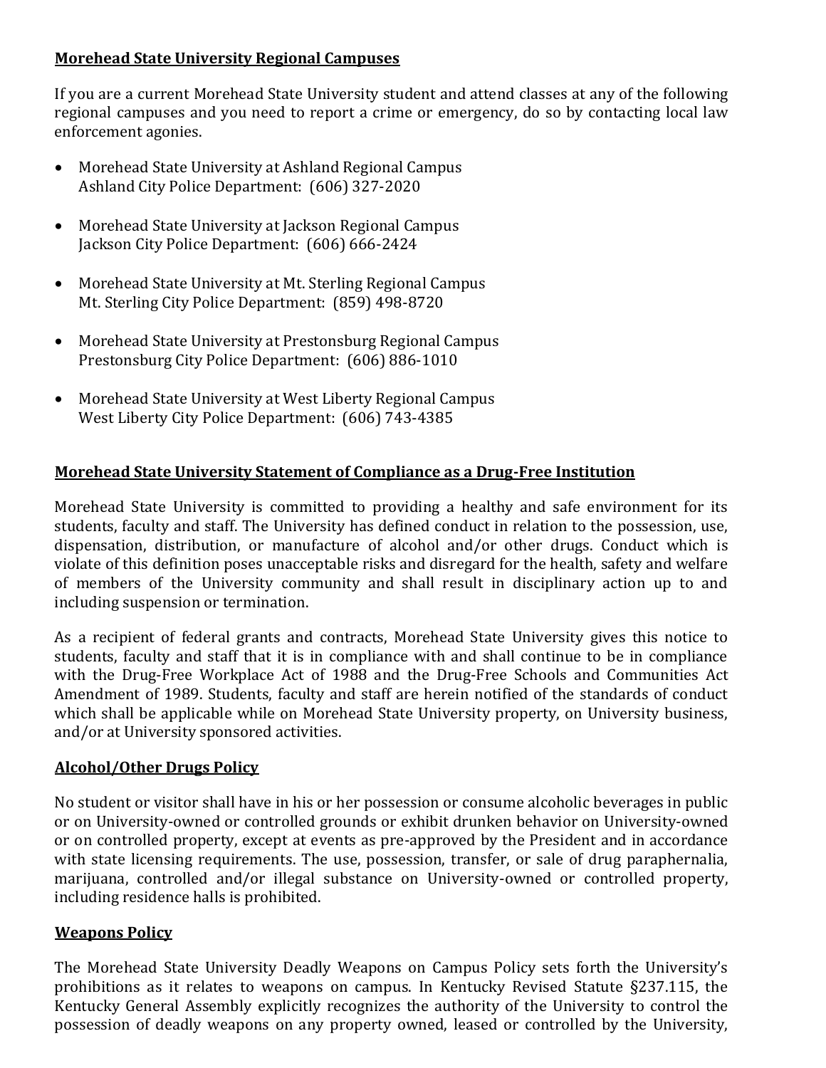**Morehead State University Regional Campuses**

If you are a current Morehead State University student and attend classes at any of the following regional campuses and you need to report a crime or emergency, do so by contacting local law enforcement agonies.

- Morehead State University at Ashland Regional Campus
  Ashland City Police Department: (606) 327-2020

- Morehead State University at Jackson Regional Campus
  Jackson City Police Department: (606) 666-2424

- Morehead State University at Mt. Sterling Regional Campus
  Mt. Sterling City Police Department: (859) 498-8720

- Morehead State University at Prestonsburg Regional Campus
  Prestonsburg City Police Department: (606) 886-1010

- Morehead State University at West Liberty Regional Campus
  West Liberty City Police Department: (606) 743-4385

**Morehead State University Statement of Compliance as a Drug-Free Institution**

Morehead State University is committed to providing a healthy and safe environment for its students, faculty and staff. The University has defined conduct in relation to the possession, use, dispensation, distribution, or manufacture of alcohol and/or other drugs. Conduct which is violate of this definition poses unacceptable risks and disregard for the health, safety and welfare of members of the University community and shall result in disciplinary action up to and including suspension or termination.

As a recipient of federal grants and contracts, Morehead State University gives this notice to students, faculty and staff that it is in compliance with and shall continue to be in compliance with the Drug-Free Workplace Act of 1988 and the Drug-Free Schools and Communities Act Amendment of 1989. Students, faculty and staff are herein notified of the standards of conduct which shall be applicable while on Morehead State University property, on University business, and/or at University sponsored activities.

**Alcohol/Other Drugs Policy**

No student or visitor shall have in his or her possession or consume alcoholic beverages in public or on University-owned or controlled grounds or exhibit drunken behavior on University-owned or on controlled property, except at events as pre-approved by the President and in accordance with state licensing requirements. The use, possession, transfer, or sale of drug paraphernalia, marijuana, controlled and/or illegal substance on University-owned or controlled property, including residence halls is prohibited.

**Weapons Policy**

The Morehead State University Deadly Weapons on Campus Policy sets forth the University's prohibitions as it relates to weapons on campus. In Kentucky Revised Statute §237.115, the Kentucky General Assembly explicitly recognizes the authority of the University to control the possession of deadly weapons on any property owned, leased or controlled by the University,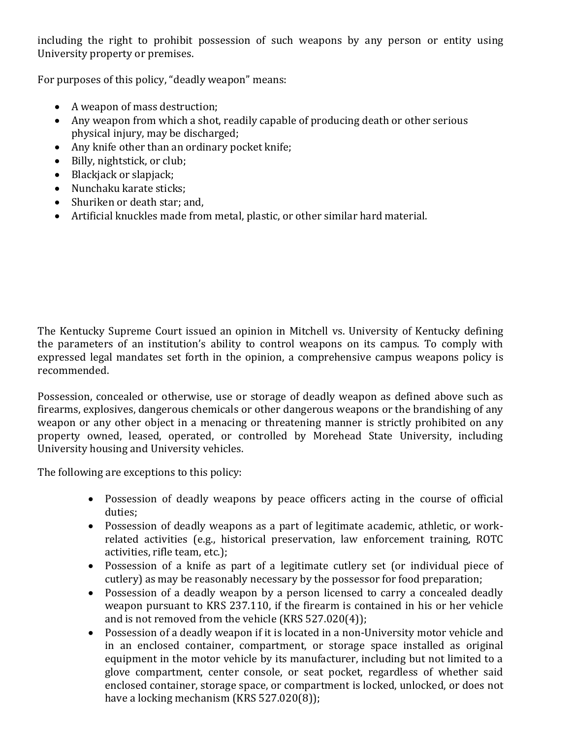including the right to prohibit possession of such weapons by any person or entity using University property or premises.

For purposes of this policy, "deadly weapon" means:

- A weapon of mass destruction;
- Any weapon from which a shot, readily capable of producing death or other serious physical injury, may be discharged;
- Any knife other than an ordinary pocket knife;
- Billy, nightstick, or club;
- Blackjack or slapjack;
- Nunchaku karate sticks;
- Shuriken or death star; and,
- Artificial knuckles made from metal, plastic, or other similar hard material.

The Kentucky Supreme Court issued an opinion in Mitchell vs. University of Kentucky defining the parameters of an institution's ability to control weapons on its campus. To comply with expressed legal mandates set forth in the opinion, a comprehensive campus weapons policy is recommended.

Possession, concealed or otherwise, use or storage of deadly weapon as defined above such as firearms, explosives, dangerous chemicals or other dangerous weapons or the brandishing of any weapon or any other object in a menacing or threatening manner is strictly prohibited on any property owned, leased, operated, or controlled by Morehead State University, including University housing and University vehicles.

The following are exceptions to this policy:

- Possession of deadly weapons by peace officers acting in the course of official duties;
- Possession of deadly weapons as a part of legitimate academic, athletic, or work-related activities (e.g., historical preservation, law enforcement training, ROTC activities, rifle team, etc.);
- Possession of a knife as part of a legitimate cutlery set (or individual piece of cutlery) as may be reasonably necessary by the possessor for food preparation;
- Possession of a deadly weapon by a person licensed to carry a concealed deadly weapon pursuant to KRS 237.110, if the firearm is contained in his or her vehicle and is not removed from the vehicle (KRS 527.020(4));
- Possession of a deadly weapon if it is located in a non-University motor vehicle and in an enclosed container, compartment, or storage space installed as original equipment in the motor vehicle by its manufacturer, including but not limited to a glove compartment, center console, or seat pocket, regardless of whether said enclosed container, storage space, or compartment is locked, unlocked, or does not have a locking mechanism (KRS 527.020(8));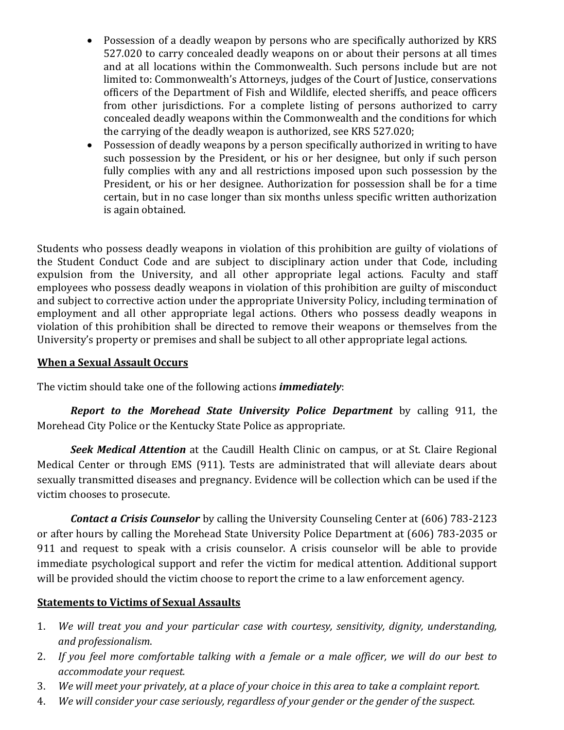- Possession of a deadly weapon by persons who are specifically authorized by KRS 527.020 to carry concealed deadly weapons on or about their persons at all times and at all locations within the Commonwealth. Such persons include but are not limited to: Commonwealth's Attorneys, judges of the Court of Justice, conservations officers of the Department of Fish and Wildlife, elected sheriffs, and peace officers from other jurisdictions. For a complete listing of persons authorized to carry concealed deadly weapons within the Commonwealth and the conditions for which the carrying of the deadly weapon is authorized, see KRS 527.020;
- Possession of deadly weapons by a person specifically authorized in writing to have such possession by the President, or his or her designee, but only if such person fully complies with any and all restrictions imposed upon such possession by the President, or his or her designee. Authorization for possession shall be for a time certain, but in no case longer than six months unless specific written authorization is again obtained.

Students who possess deadly weapons in violation of this prohibition are guilty of violations of the Student Conduct Code and are subject to disciplinary action under that Code, including expulsion from the University, and all other appropriate legal actions. Faculty and staff employees who possess deadly weapons in violation of this prohibition are guilty of misconduct and subject to corrective action under the appropriate University Policy, including termination of employment and all other appropriate legal actions. Others who possess deadly weapons in violation of this prohibition shall be directed to remove their weapons or themselves from the University's property or premises and shall be subject to all other appropriate legal actions.

## When a Sexual Assault Occurs

The victim should take one of the following actions ***immediately***:

***Report to the Morehead State University Police Department*** by calling 911, the Morehead City Police or the Kentucky State Police as appropriate.

***Seek Medical Attention*** at the Caudill Health Clinic on campus, or at St. Claire Regional Medical Center or through EMS (911). Tests are administrated that will alleviate dears about sexually transmitted diseases and pregnancy. Evidence will be collection which can be used if the victim chooses to prosecute.

***Contact a Crisis Counselor*** by calling the University Counseling Center at (606) 783-2123 or after hours by calling the Morehead State University Police Department at (606) 783-2035 or 911 and request to speak with a crisis counselor. A crisis counselor will be able to provide immediate psychological support and refer the victim for medical attention. Additional support will be provided should the victim choose to report the crime to a law enforcement agency.

## Statements to Victims of Sexual Assaults

1. *We will treat you and your particular case with courtesy, sensitivity, dignity, understanding, and professionalism.*
2. *If you feel more comfortable talking with a female or a male officer, we will do our best to accommodate your request.*
3. *We will meet your privately, at a place of your choice in this area to take a complaint report.*
4. *We will consider your case seriously, regardless of your gender or the gender of the suspect.*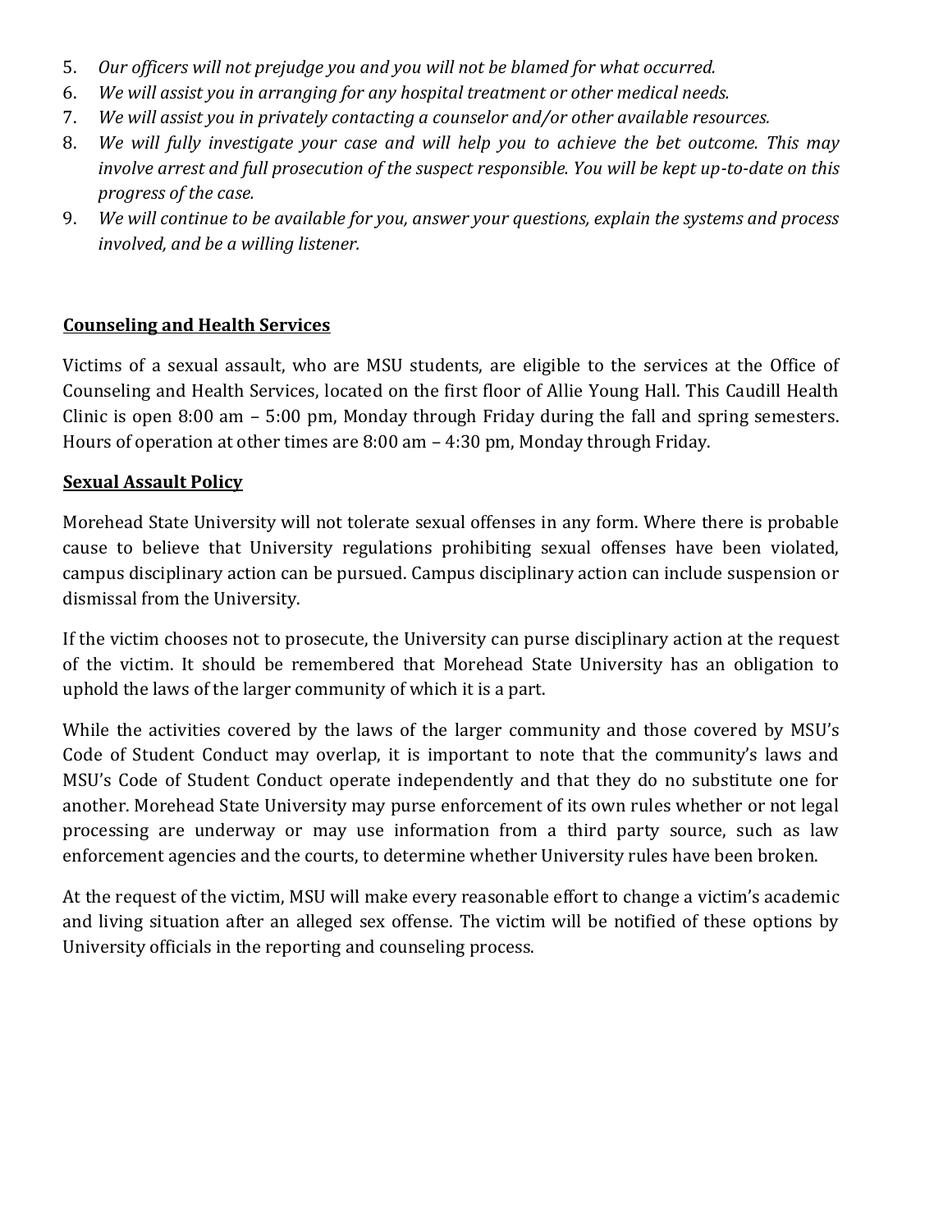5. *Our officers will not prejudge you and you will not be blamed for what occurred.*
6. *We will assist you in arranging for any hospital treatment or other medical needs.*
7. *We will assist you in privately contacting a counselor and/or other available resources.*
8. *We will fully investigate your case and will help you to achieve the bet outcome. This may involve arrest and full prosecution of the suspect responsible. You will be kept up-to-date on this progress of the case.*
9. *We will continue to be available for you, answer your questions, explain the systems and process involved, and be a willing listener.*

**Counseling and Health Services**

Victims of a sexual assault, who are MSU students, are eligible to the services at the Office of Counseling and Health Services, located on the first floor of Allie Young Hall. This Caudill Health Clinic is open 8:00 am – 5:00 pm, Monday through Friday during the fall and spring semesters. Hours of operation at other times are 8:00 am – 4:30 pm, Monday through Friday.

**Sexual Assault Policy**

Morehead State University will not tolerate sexual offenses in any form. Where there is probable cause to believe that University regulations prohibiting sexual offenses have been violated, campus disciplinary action can be pursued. Campus disciplinary action can include suspension or dismissal from the University.

If the victim chooses not to prosecute, the University can purse disciplinary action at the request of the victim. It should be remembered that Morehead State University has an obligation to uphold the laws of the larger community of which it is a part.

While the activities covered by the laws of the larger community and those covered by MSU's Code of Student Conduct may overlap, it is important to note that the community's laws and MSU's Code of Student Conduct operate independently and that they do no substitute one for another. Morehead State University may purse enforcement of its own rules whether or not legal processing are underway or may use information from a third party source, such as law enforcement agencies and the courts, to determine whether University rules have been broken.

At the request of the victim, MSU will make every reasonable effort to change a victim's academic and living situation after an alleged sex offense. The victim will be notified of these options by University officials in the reporting and counseling process.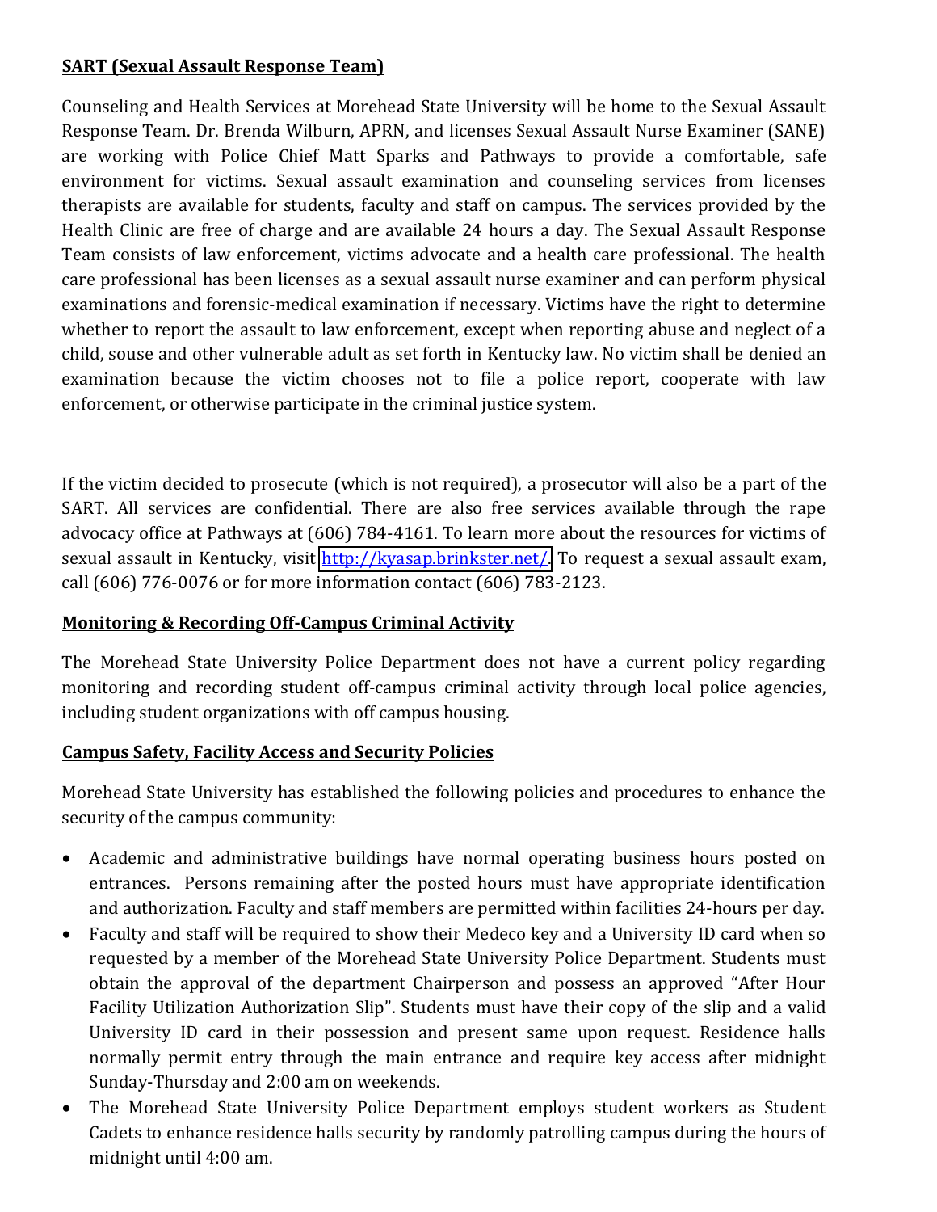**SART (Sexual Assault Response Team)**

Counseling and Health Services at Morehead State University will be home to the Sexual Assault Response Team. Dr. Brenda Wilburn, APRN, and licenses Sexual Assault Nurse Examiner (SANE) are working with Police Chief Matt Sparks and Pathways to provide a comfortable, safe environment for victims. Sexual assault examination and counseling services from licenses therapists are available for students, faculty and staff on campus. The services provided by the Health Clinic are free of charge and are available 24 hours a day. The Sexual Assault Response Team consists of law enforcement, victims advocate and a health care professional. The health care professional has been licenses as a sexual assault nurse examiner and can perform physical examinations and forensic-medical examination if necessary. Victims have the right to determine whether to report the assault to law enforcement, except when reporting abuse and neglect of a child, souse and other vulnerable adult as set forth in Kentucky law. No victim shall be denied an examination because the victim chooses not to file a police report, cooperate with law enforcement, or otherwise participate in the criminal justice system.

If the victim decided to prosecute (which is not required), a prosecutor will also be a part of the SART. All services are confidential. There are also free services available through the rape advocacy office at Pathways at (606) 784-4161. To learn more about the resources for victims of sexual assault in Kentucky, visit http://kyasap.brinkster.net/. To request a sexual assault exam, call (606) 776-0076 or for more information contact (606) 783-2123.

**Monitoring & Recording Off-Campus Criminal Activity**

The Morehead State University Police Department does not have a current policy regarding monitoring and recording student off-campus criminal activity through local police agencies, including student organizations with off campus housing.

**Campus Safety, Facility Access and Security Policies**

Morehead State University has established the following policies and procedures to enhance the security of the campus community:

- Academic and administrative buildings have normal operating business hours posted on entrances. Persons remaining after the posted hours must have appropriate identification and authorization. Faculty and staff members are permitted within facilities 24-hours per day.
- Faculty and staff will be required to show their Medeco key and a University ID card when so requested by a member of the Morehead State University Police Department. Students must obtain the approval of the department Chairperson and possess an approved "After Hour Facility Utilization Authorization Slip". Students must have their copy of the slip and a valid University ID card in their possession and present same upon request. Residence halls normally permit entry through the main entrance and require key access after midnight Sunday-Thursday and 2:00 am on weekends.
- The Morehead State University Police Department employs student workers as Student Cadets to enhance residence halls security by randomly patrolling campus during the hours of midnight until 4:00 am.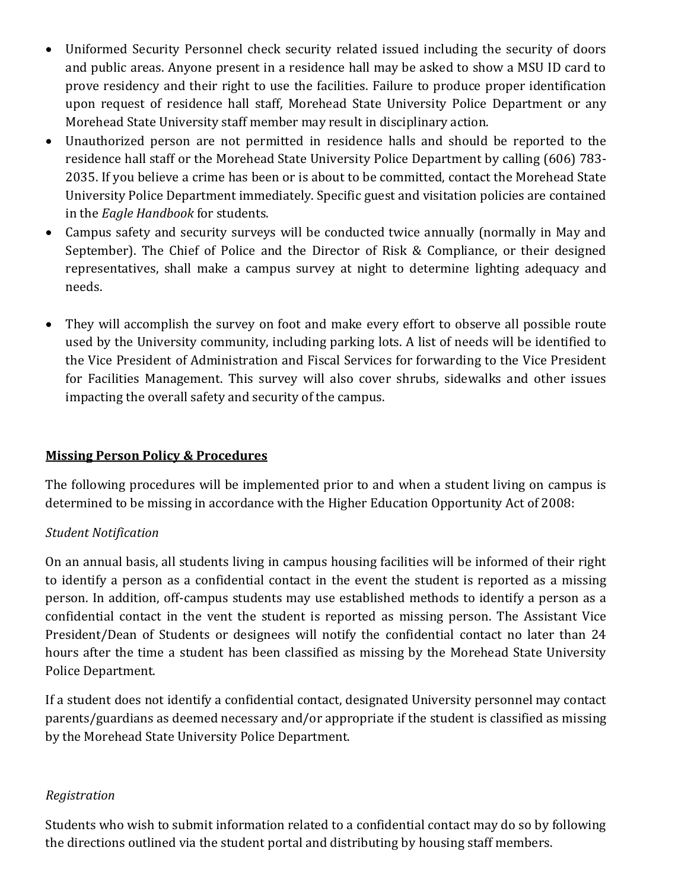- Uniformed Security Personnel check security related issued including the security of doors and public areas. Anyone present in a residence hall may be asked to show a MSU ID card to prove residency and their right to use the facilities. Failure to produce proper identification upon request of residence hall staff, Morehead State University Police Department or any Morehead State University staff member may result in disciplinary action.
- Unauthorized person are not permitted in residence halls and should be reported to the residence hall staff or the Morehead State University Police Department by calling (606) 783-2035. If you believe a crime has been or is about to be committed, contact the Morehead State University Police Department immediately. Specific guest and visitation policies are contained in the *Eagle Handbook* for students.
- Campus safety and security surveys will be conducted twice annually (normally in May and September). The Chief of Police and the Director of Risk & Compliance, or their designed representatives, shall make a campus survey at night to determine lighting adequacy and needs.
- They will accomplish the survey on foot and make every effort to observe all possible route used by the University community, including parking lots. A list of needs will be identified to the Vice President of Administration and Fiscal Services for forwarding to the Vice President for Facilities Management. This survey will also cover shrubs, sidewalks and other issues impacting the overall safety and security of the campus.

## Missing Person Policy & Procedures

The following procedures will be implemented prior to and when a student living on campus is determined to be missing in accordance with the Higher Education Opportunity Act of 2008:

*Student Notification*

On an annual basis, all students living in campus housing facilities will be informed of their right to identify a person as a confidential contact in the event the student is reported as a missing person. In addition, off-campus students may use established methods to identify a person as a confidential contact in the vent the student is reported as missing person. The Assistant Vice President/Dean of Students or designees will notify the confidential contact no later than 24 hours after the time a student has been classified as missing by the Morehead State University Police Department.

If a student does not identify a confidential contact, designated University personnel may contact parents/guardians as deemed necessary and/or appropriate if the student is classified as missing by the Morehead State University Police Department.

*Registration*

Students who wish to submit information related to a confidential contact may do so by following the directions outlined via the student portal and distributing by housing staff members.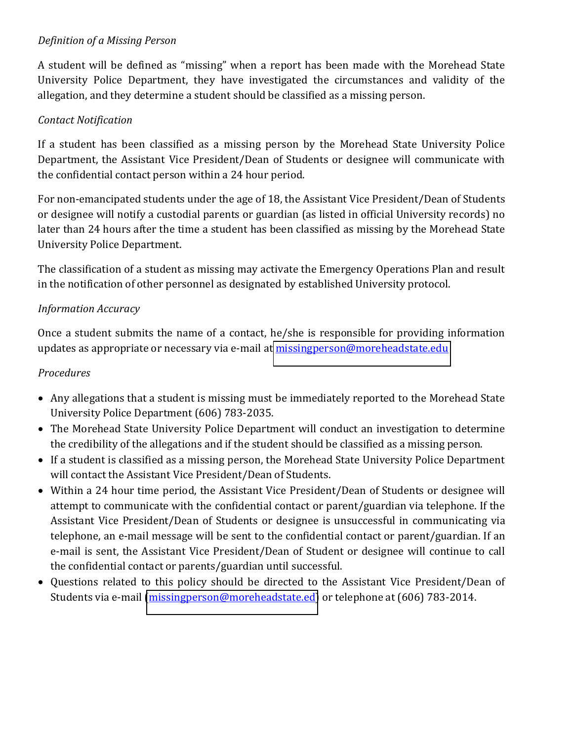*Definition of a Missing Person*

A student will be defined as "missing" when a report has been made with the Morehead State University Police Department, they have investigated the circumstances and validity of the allegation, and they determine a student should be classified as a missing person.

*Contact Notification*

If a student has been classified as a missing person by the Morehead State University Police Department, the Assistant Vice President/Dean of Students or designee will communicate with the confidential contact person within a 24 hour period.

For non-emancipated students under the age of 18, the Assistant Vice President/Dean of Students or designee will notify a custodial parents or guardian (as listed in official University records) no later than 24 hours after the time a student has been classified as missing by the Morehead State University Police Department.

The classification of a student as missing may activate the Emergency Operations Plan and result in the notification of other personnel as designated by established University protocol.

*Information Accuracy*

Once a student submits the name of a contact, he/she is responsible for providing information updates as appropriate or necessary via e-mail at missingperson@moreheadstate.edu

*Procedures*

- Any allegations that a student is missing must be immediately reported to the Morehead State University Police Department (606) 783-2035.
- The Morehead State University Police Department will conduct an investigation to determine the credibility of the allegations and if the student should be classified as a missing person.
- If a student is classified as a missing person, the Morehead State University Police Department will contact the Assistant Vice President/Dean of Students.
- Within a 24 hour time period, the Assistant Vice President/Dean of Students or designee will attempt to communicate with the confidential contact or parent/guardian via telephone. If the Assistant Vice President/Dean of Students or designee is unsuccessful in communicating via telephone, an e-mail message will be sent to the confidential contact or parent/guardian. If an e-mail is sent, the Assistant Vice President/Dean of Student or designee will continue to call the confidential contact or parents/guardian until successful.
- Questions related to this policy should be directed to the Assistant Vice President/Dean of Students via e-mail (missingperson@moreheadstate.ed) or telephone at (606) 783-2014.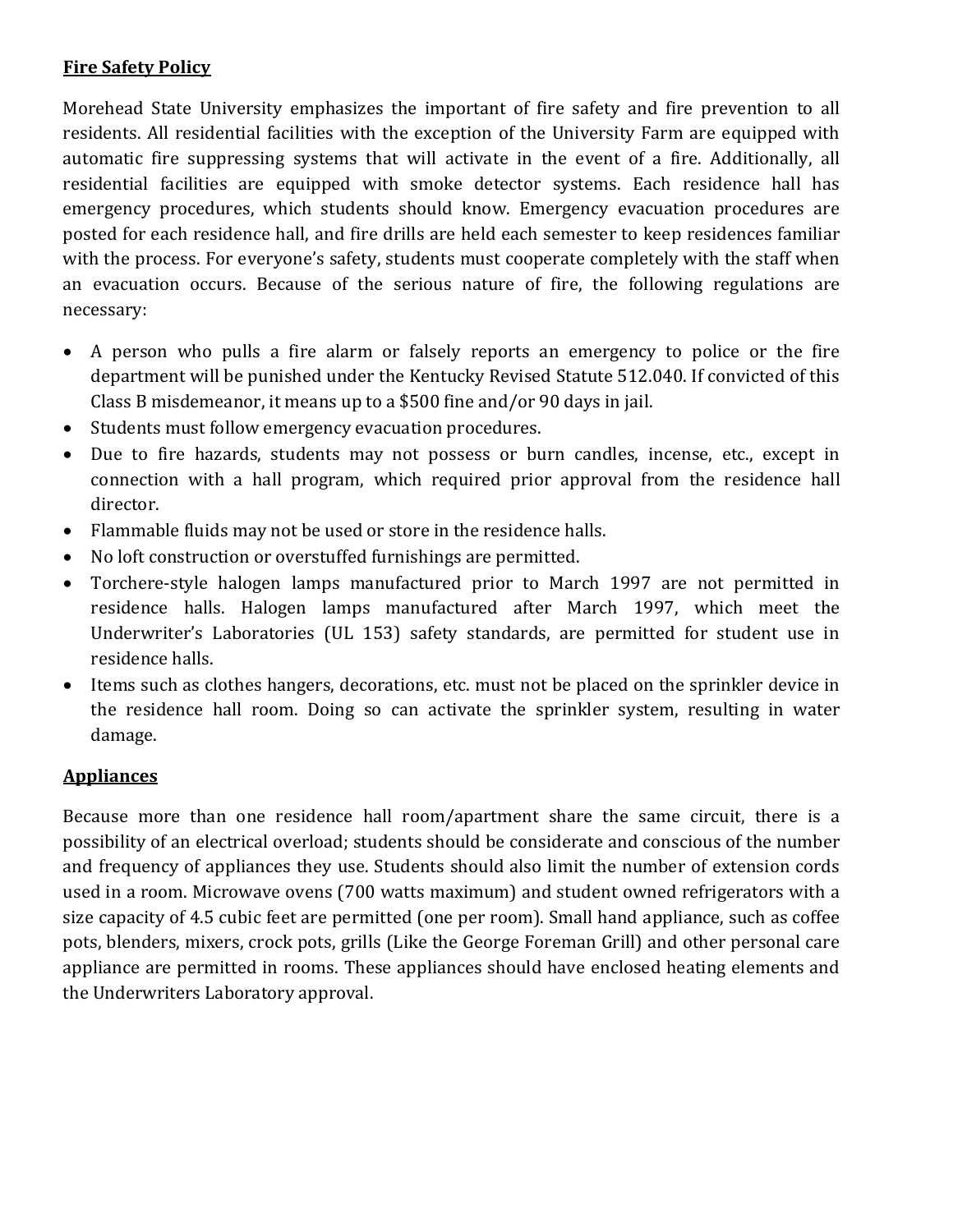**Fire Safety Policy**

Morehead State University emphasizes the important of fire safety and fire prevention to all residents. All residential facilities with the exception of the University Farm are equipped with automatic fire suppressing systems that will activate in the event of a fire. Additionally, all residential facilities are equipped with smoke detector systems. Each residence hall has emergency procedures, which students should know. Emergency evacuation procedures are posted for each residence hall, and fire drills are held each semester to keep residences familiar with the process. For everyone's safety, students must cooperate completely with the staff when an evacuation occurs. Because of the serious nature of fire, the following regulations are necessary:

- A person who pulls a fire alarm or falsely reports an emergency to police or the fire department will be punished under the Kentucky Revised Statute 512.040. If convicted of this Class B misdemeanor, it means up to a $500 fine and/or 90 days in jail.
- Students must follow emergency evacuation procedures.
- Due to fire hazards, students may not possess or burn candles, incense, etc., except in connection with a hall program, which required prior approval from the residence hall director.
- Flammable fluids may not be used or store in the residence halls.
- No loft construction or overstuffed furnishings are permitted.
- Torchere-style halogen lamps manufactured prior to March 1997 are not permitted in residence halls. Halogen lamps manufactured after March 1997, which meet the Underwriter's Laboratories (UL 153) safety standards, are permitted for student use in residence halls.
- Items such as clothes hangers, decorations, etc. must not be placed on the sprinkler device in the residence hall room. Doing so can activate the sprinkler system, resulting in water damage.

**Appliances**

Because more than one residence hall room/apartment share the same circuit, there is a possibility of an electrical overload; students should be considerate and conscious of the number and frequency of appliances they use. Students should also limit the number of extension cords used in a room. Microwave ovens (700 watts maximum) and student owned refrigerators with a size capacity of 4.5 cubic feet are permitted (one per room). Small hand appliance, such as coffee pots, blenders, mixers, crock pots, grills (Like the George Foreman Grill) and other personal care appliance are permitted in rooms. These appliances should have enclosed heating elements and the Underwriters Laboratory approval.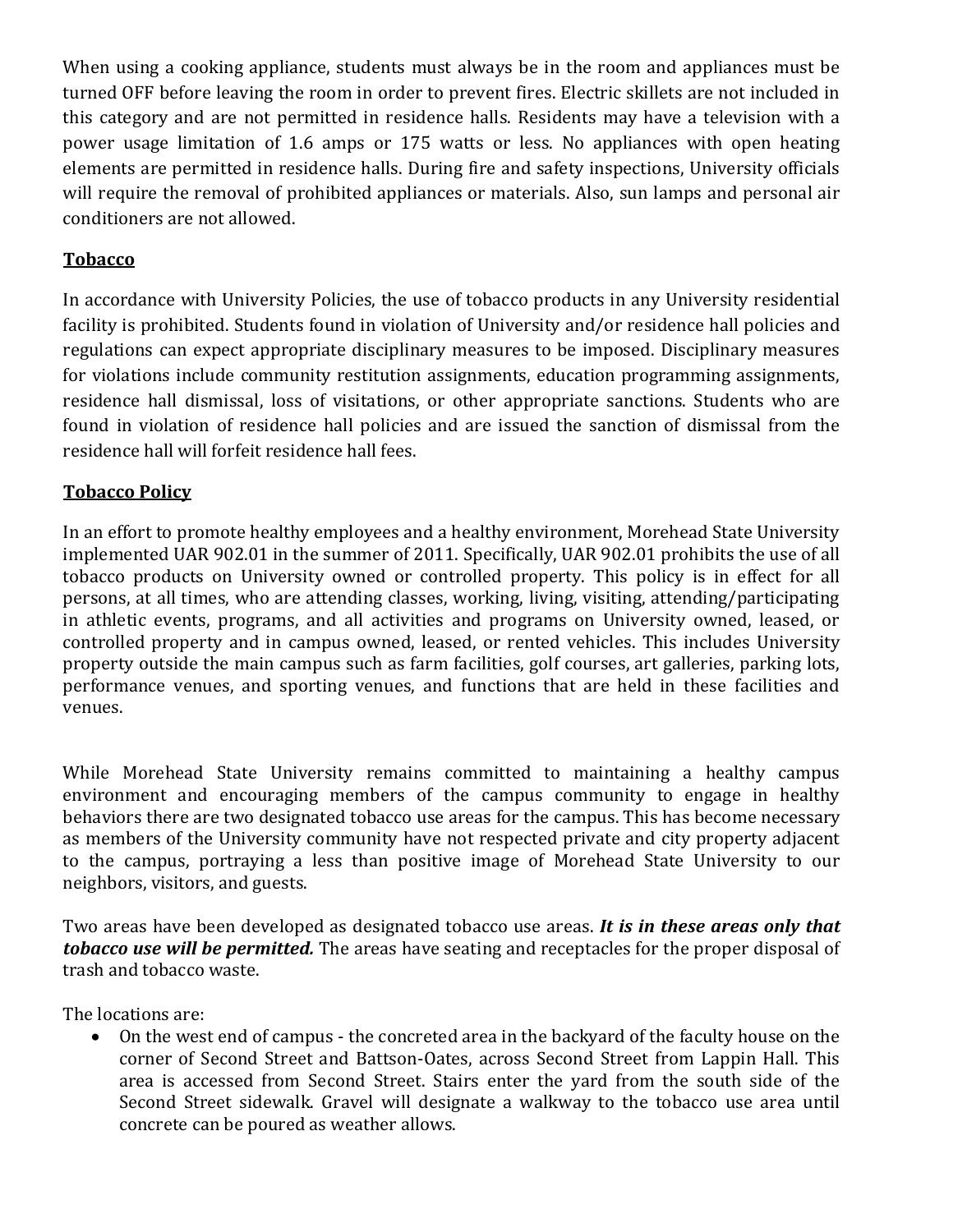When using a cooking appliance, students must always be in the room and appliances must be turned OFF before leaving the room in order to prevent fires. Electric skillets are not included in this category and are not permitted in residence halls. Residents may have a television with a power usage limitation of 1.6 amps or 175 watts or less. No appliances with open heating elements are permitted in residence halls. During fire and safety inspections, University officials will require the removal of prohibited appliances or materials. Also, sun lamps and personal air conditioners are not allowed.

## Tobacco

In accordance with University Policies, the use of tobacco products in any University residential facility is prohibited. Students found in violation of University and/or residence hall policies and regulations can expect appropriate disciplinary measures to be imposed. Disciplinary measures for violations include community restitution assignments, education programming assignments, residence hall dismissal, loss of visitations, or other appropriate sanctions. Students who are found in violation of residence hall policies and are issued the sanction of dismissal from the residence hall will forfeit residence hall fees.

## Tobacco Policy

In an effort to promote healthy employees and a healthy environment, Morehead State University implemented UAR 902.01 in the summer of 2011. Specifically, UAR 902.01 prohibits the use of all tobacco products on University owned or controlled property. This policy is in effect for all persons, at all times, who are attending classes, working, living, visiting, attending/participating in athletic events, programs, and all activities and programs on University owned, leased, or controlled property and in campus owned, leased, or rented vehicles. This includes University property outside the main campus such as farm facilities, golf courses, art galleries, parking lots, performance venues, and sporting venues, and functions that are held in these facilities and venues.

While Morehead State University remains committed to maintaining a healthy campus environment and encouraging members of the campus community to engage in healthy behaviors there are two designated tobacco use areas for the campus. This has become necessary as members of the University community have not respected private and city property adjacent to the campus, portraying a less than positive image of Morehead State University to our neighbors, visitors, and guests.

Two areas have been developed as designated tobacco use areas. ***It is in these areas only that tobacco use will be permitted.*** The areas have seating and receptacles for the proper disposal of trash and tobacco waste.

The locations are:

- On the west end of campus - the concreted area in the backyard of the faculty house on the corner of Second Street and Battson-Oates, across Second Street from Lappin Hall. This area is accessed from Second Street. Stairs enter the yard from the south side of the Second Street sidewalk. Gravel will designate a walkway to the tobacco use area until concrete can be poured as weather allows.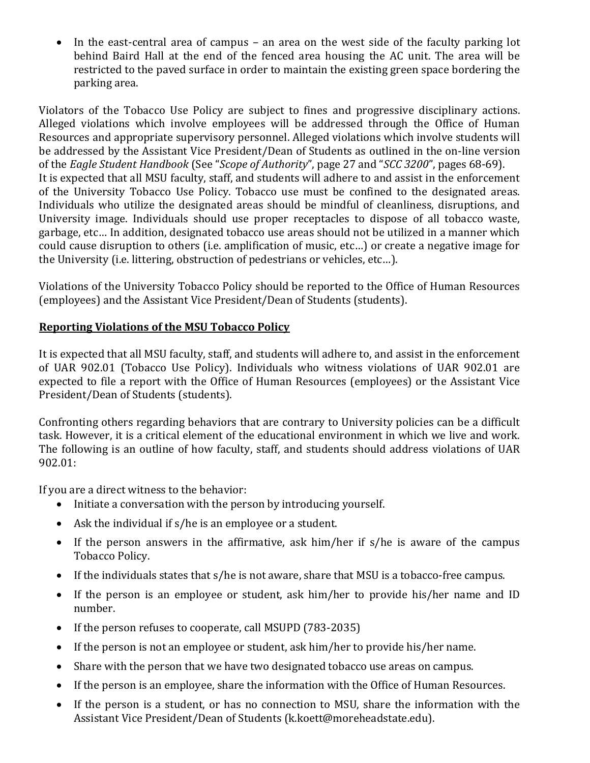- In the east-central area of campus – an area on the west side of the faculty parking lot behind Baird Hall at the end of the fenced area housing the AC unit. The area will be restricted to the paved surface in order to maintain the existing green space bordering the parking area.

Violators of the Tobacco Use Policy are subject to fines and progressive disciplinary actions. Alleged violations which involve employees will be addressed through the Office of Human Resources and appropriate supervisory personnel. Alleged violations which involve students will be addressed by the Assistant Vice President/Dean of Students as outlined in the on-line version of the *Eagle Student Handbook* (See "*Scope of Authority*", page 27 and "*SCC 3200*", pages 68-69). It is expected that all MSU faculty, staff, and students will adhere to and assist in the enforcement of the University Tobacco Use Policy. Tobacco use must be confined to the designated areas. Individuals who utilize the designated areas should be mindful of cleanliness, disruptions, and University image. Individuals should use proper receptacles to dispose of all tobacco waste, garbage, etc… In addition, designated tobacco use areas should not be utilized in a manner which could cause disruption to others (i.e. amplification of music, etc…) or create a negative image for the University (i.e. littering, obstruction of pedestrians or vehicles, etc…).

Violations of the University Tobacco Policy should be reported to the Office of Human Resources (employees) and the Assistant Vice President/Dean of Students (students).

**Reporting Violations of the MSU Tobacco Policy**

It is expected that all MSU faculty, staff, and students will adhere to, and assist in the enforcement of UAR 902.01 (Tobacco Use Policy). Individuals who witness violations of UAR 902.01 are expected to file a report with the Office of Human Resources (employees) or the Assistant Vice President/Dean of Students (students).

Confronting others regarding behaviors that are contrary to University policies can be a difficult task. However, it is a critical element of the educational environment in which we live and work. The following is an outline of how faculty, staff, and students should address violations of UAR 902.01:

If you are a direct witness to the behavior:

- Initiate a conversation with the person by introducing yourself.
- Ask the individual if s/he is an employee or a student.
- If the person answers in the affirmative, ask him/her if s/he is aware of the campus Tobacco Policy.
- If the individuals states that s/he is not aware, share that MSU is a tobacco-free campus.
- If the person is an employee or student, ask him/her to provide his/her name and ID number.
- If the person refuses to cooperate, call MSUPD (783-2035)
- If the person is not an employee or student, ask him/her to provide his/her name.
- Share with the person that we have two designated tobacco use areas on campus.
- If the person is an employee, share the information with the Office of Human Resources.
- If the person is a student, or has no connection to MSU, share the information with the Assistant Vice President/Dean of Students (k.koett@moreheadstate.edu).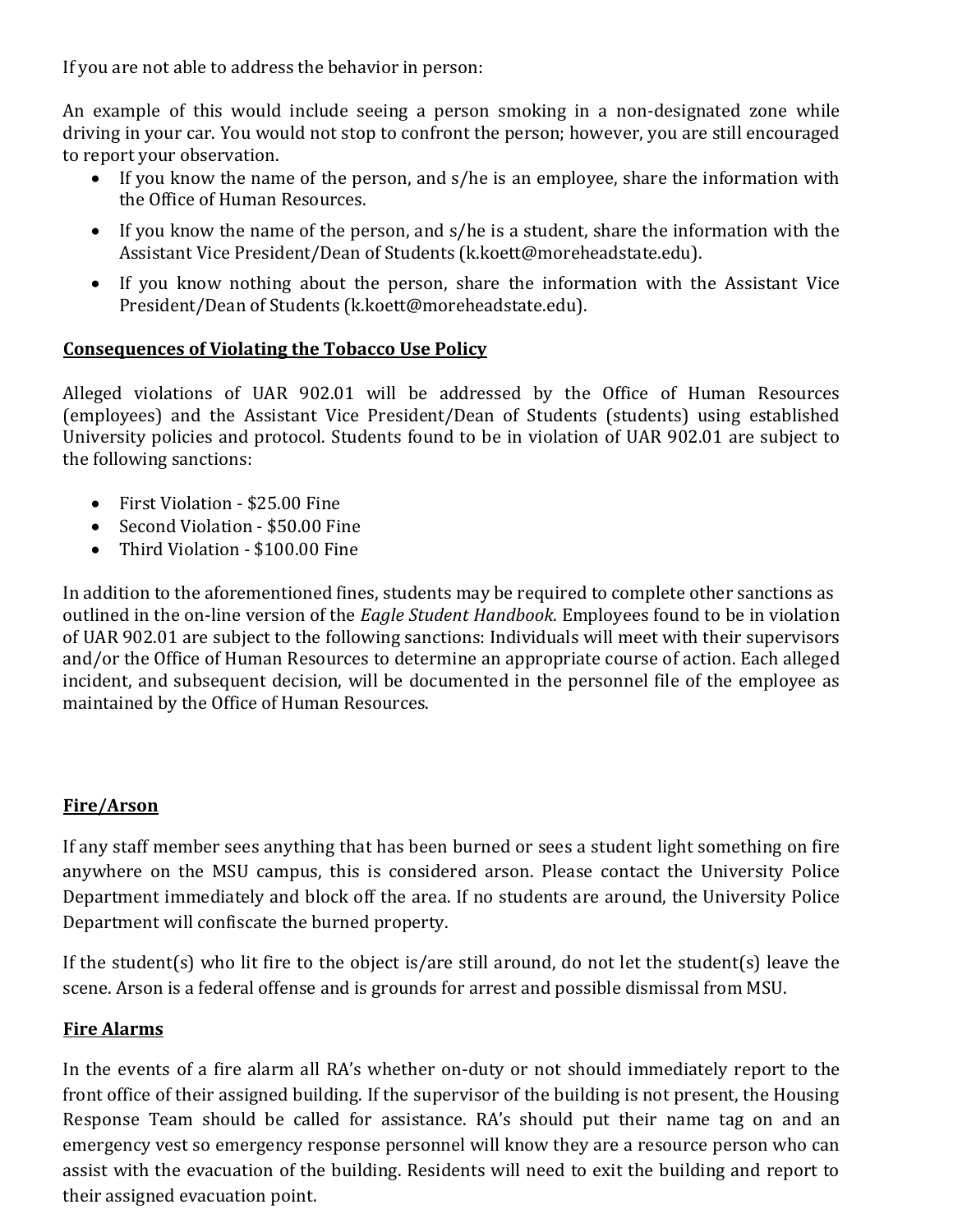If you are not able to address the behavior in person:

An example of this would include seeing a person smoking in a non-designated zone while driving in your car. You would not stop to confront the person; however, you are still encouraged to report your observation.

- If you know the name of the person, and s/he is an employee, share the information with the Office of Human Resources.
- If you know the name of the person, and s/he is a student, share the information with the Assistant Vice President/Dean of Students (k.koett@moreheadstate.edu).
- If you know nothing about the person, share the information with the Assistant Vice President/Dean of Students (k.koett@moreheadstate.edu).

**Consequences of Violating the Tobacco Use Policy**

Alleged violations of UAR 902.01 will be addressed by the Office of Human Resources (employees) and the Assistant Vice President/Dean of Students (students) using established University policies and protocol. Students found to be in violation of UAR 902.01 are subject to the following sanctions:

- First Violation - $25.00 Fine
- Second Violation - $50.00 Fine
- Third Violation - $100.00 Fine

In addition to the aforementioned fines, students may be required to complete other sanctions as outlined in the on-line version of the *Eagle Student Handbook*. Employees found to be in violation of UAR 902.01 are subject to the following sanctions: Individuals will meet with their supervisors and/or the Office of Human Resources to determine an appropriate course of action. Each alleged incident, and subsequent decision, will be documented in the personnel file of the employee as maintained by the Office of Human Resources.

**Fire/Arson**

If any staff member sees anything that has been burned or sees a student light something on fire anywhere on the MSU campus, this is considered arson. Please contact the University Police Department immediately and block off the area. If no students are around, the University Police Department will confiscate the burned property.

If the student(s) who lit fire to the object is/are still around, do not let the student(s) leave the scene. Arson is a federal offense and is grounds for arrest and possible dismissal from MSU.

**Fire Alarms**

In the events of a fire alarm all RA's whether on-duty or not should immediately report to the front office of their assigned building. If the supervisor of the building is not present, the Housing Response Team should be called for assistance. RA's should put their name tag on and an emergency vest so emergency response personnel will know they are a resource person who can assist with the evacuation of the building. Residents will need to exit the building and report to their assigned evacuation point.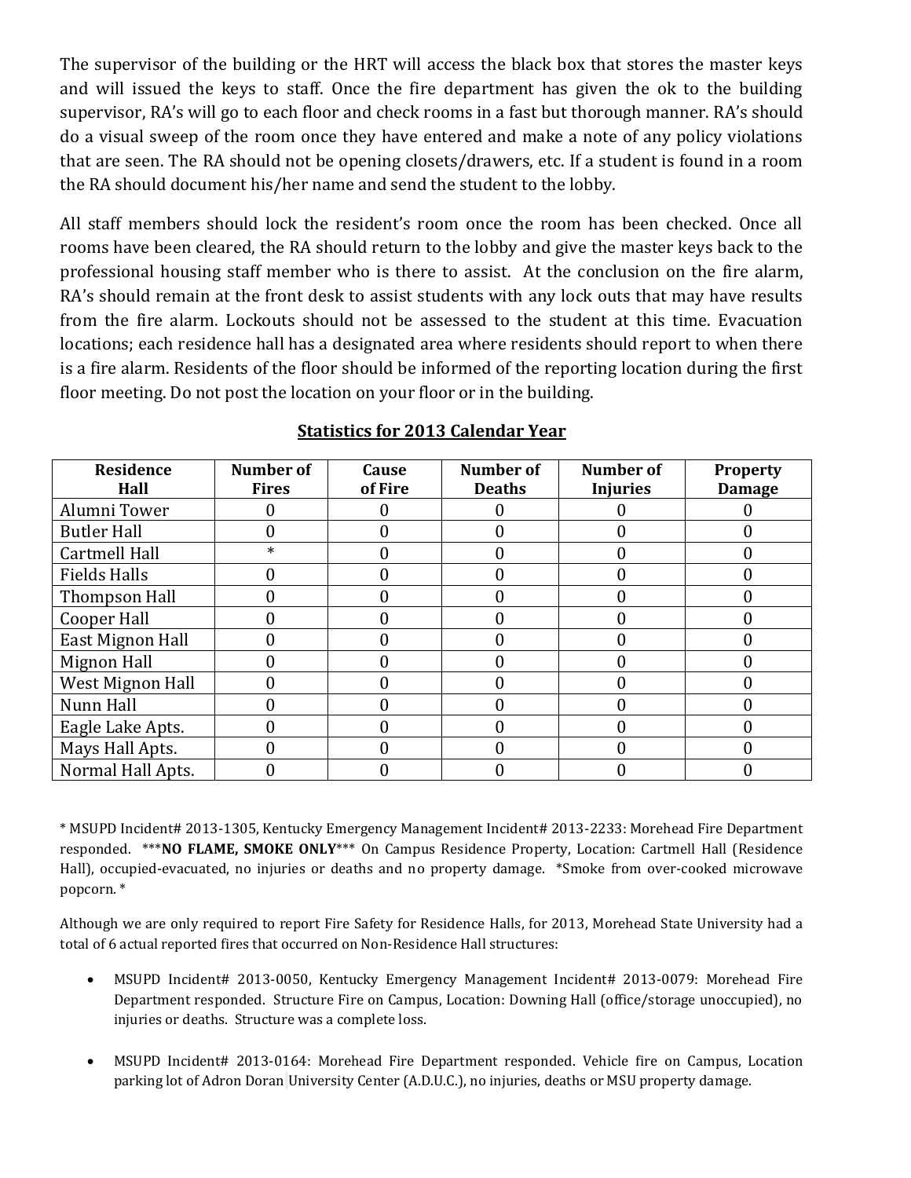The supervisor of the building or the HRT will access the black box that stores the master keys and will issued the keys to staff. Once the fire department has given the ok to the building supervisor, RA's will go to each floor and check rooms in a fast but thorough manner. RA's should do a visual sweep of the room once they have entered and make a note of any policy violations that are seen. The RA should not be opening closets/drawers, etc. If a student is found in a room the RA should document his/her name and send the student to the lobby.

All staff members should lock the resident's room once the room has been checked. Once all rooms have been cleared, the RA should return to the lobby and give the master keys back to the professional housing staff member who is there to assist. At the conclusion on the fire alarm, RA's should remain at the front desk to assist students with any lock outs that may have results from the fire alarm. Lockouts should not be assessed to the student at this time. Evacuation locations; each residence hall has a designated area where residents should report to when there is a fire alarm. Residents of the floor should be informed of the reporting location during the first floor meeting. Do not post the location on your floor or in the building.

**Statistics for 2013 Calendar Year**

| Residence Hall | Number of Fires | Cause of Fire | Number of Deaths | Number of Injuries | Property Damage |
|---|---|---|---|---|---|
| Alumni Tower | 0 | 0 | 0 | 0 | 0 |
| Butler Hall | 0 | 0 | 0 | 0 | 0 |
| Cartmell Hall | * | 0 | 0 | 0 | 0 |
| Fields Halls | 0 | 0 | 0 | 0 | 0 |
| Thompson Hall | 0 | 0 | 0 | 0 | 0 |
| Cooper Hall | 0 | 0 | 0 | 0 | 0 |
| East Mignon Hall | 0 | 0 | 0 | 0 | 0 |
| Mignon Hall | 0 | 0 | 0 | 0 | 0 |
| West Mignon Hall | 0 | 0 | 0 | 0 | 0 |
| Nunn Hall | 0 | 0 | 0 | 0 | 0 |
| Eagle Lake Apts. | 0 | 0 | 0 | 0 | 0 |
| Mays Hall Apts. | 0 | 0 | 0 | 0 | 0 |
| Normal Hall Apts. | 0 | 0 | 0 | 0 | 0 |

* MSUPD Incident# 2013-1305, Kentucky Emergency Management Incident# 2013-2233: Morehead Fire Department responded. ***NO FLAME, SMOKE ONLY*** On Campus Residence Property, Location: Cartmell Hall (Residence Hall), occupied-evacuated, no injuries or deaths and no property damage. *Smoke from over-cooked microwave popcorn.*

Although we are only required to report Fire Safety for Residence Halls, for 2013, Morehead State University had a total of 6 actual reported fires that occurred on Non-Residence Hall structures:

- MSUPD Incident# 2013-0050, Kentucky Emergency Management Incident# 2013-0079: Morehead Fire Department responded. Structure Fire on Campus, Location: Downing Hall (office/storage unoccupied), no injuries or deaths. Structure was a complete loss.

- MSUPD Incident# 2013-0164: Morehead Fire Department responded. Vehicle fire on Campus, Location parking lot of Adron Doran University Center (A.D.U.C.), no injuries, deaths or MSU property damage.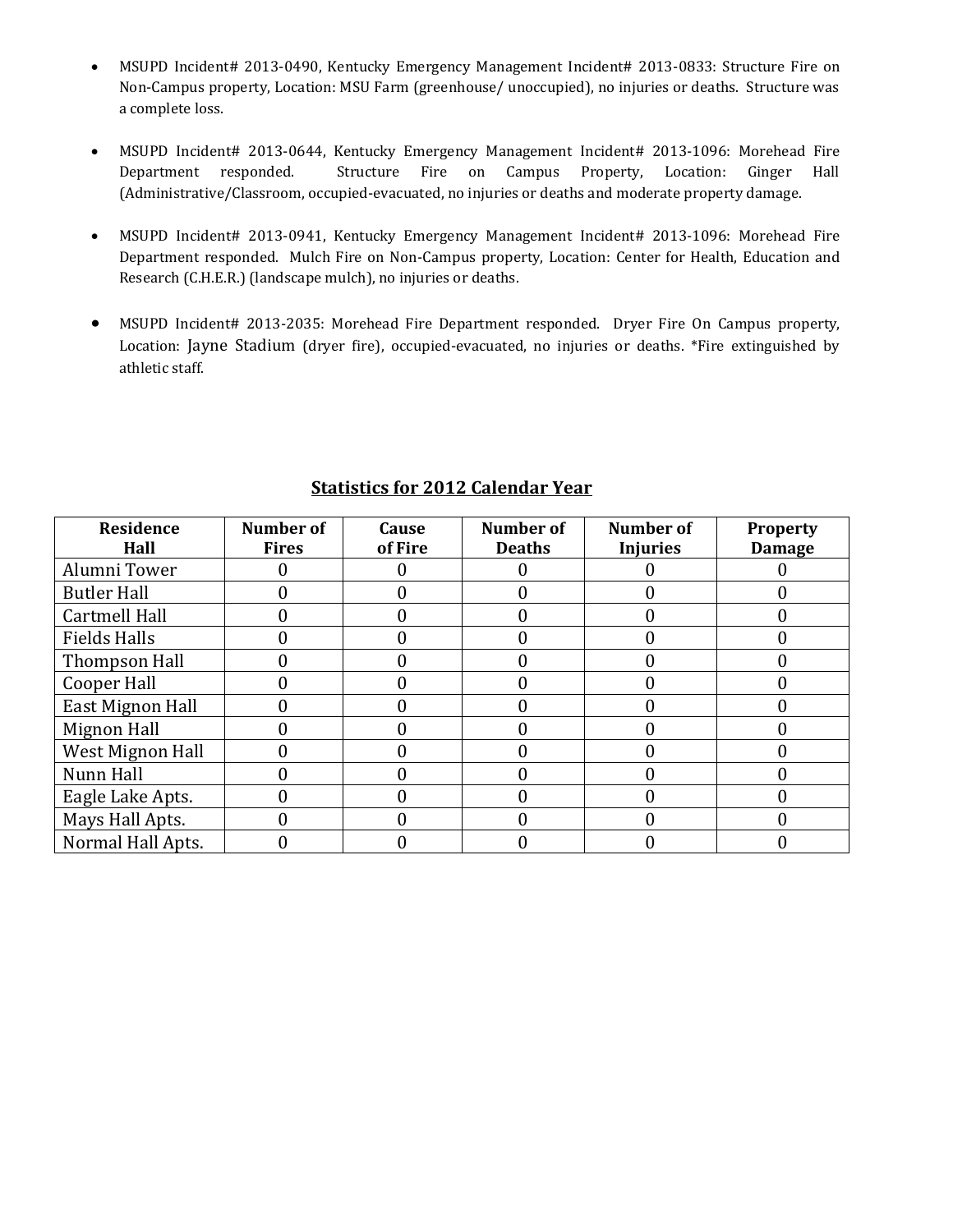- MSUPD Incident# 2013-0490, Kentucky Emergency Management Incident# 2013-0833: Structure Fire on Non-Campus property, Location: MSU Farm (greenhouse/ unoccupied), no injuries or deaths. Structure was a complete loss.

- MSUPD Incident# 2013-0644, Kentucky Emergency Management Incident# 2013-1096: Morehead Fire Department responded. Structure Fire on Campus Property, Location: Ginger Hall (Administrative/Classroom, occupied-evacuated, no injuries or deaths and moderate property damage.

- MSUPD Incident# 2013-0941, Kentucky Emergency Management Incident# 2013-1096: Morehead Fire Department responded. Mulch Fire on Non-Campus property, Location: Center for Health, Education and Research (C.H.E.R.) (landscape mulch), no injuries or deaths.

- MSUPD Incident# 2013-2035: Morehead Fire Department responded. Dryer Fire On Campus property, Location: Jayne Stadium (dryer fire), occupied-evacuated, no injuries or deaths. *Fire extinguished by athletic staff.

## Statistics for 2012 Calendar Year

| Residence Hall | Number of Fires | Cause of Fire | Number of Deaths | Number of Injuries | Property Damage |
|---|---|---|---|---|---|
| Alumni Tower | 0 | 0 | 0 | 0 | 0 |
| Butler Hall | 0 | 0 | 0 | 0 | 0 |
| Cartmell Hall | 0 | 0 | 0 | 0 | 0 |
| Fields Halls | 0 | 0 | 0 | 0 | 0 |
| Thompson Hall | 0 | 0 | 0 | 0 | 0 |
| Cooper Hall | 0 | 0 | 0 | 0 | 0 |
| East Mignon Hall | 0 | 0 | 0 | 0 | 0 |
| Mignon Hall | 0 | 0 | 0 | 0 | 0 |
| West Mignon Hall | 0 | 0 | 0 | 0 | 0 |
| Nunn Hall | 0 | 0 | 0 | 0 | 0 |
| Eagle Lake Apts. | 0 | 0 | 0 | 0 | 0 |
| Mays Hall Apts. | 0 | 0 | 0 | 0 | 0 |
| Normal Hall Apts. | 0 | 0 | 0 | 0 | 0 |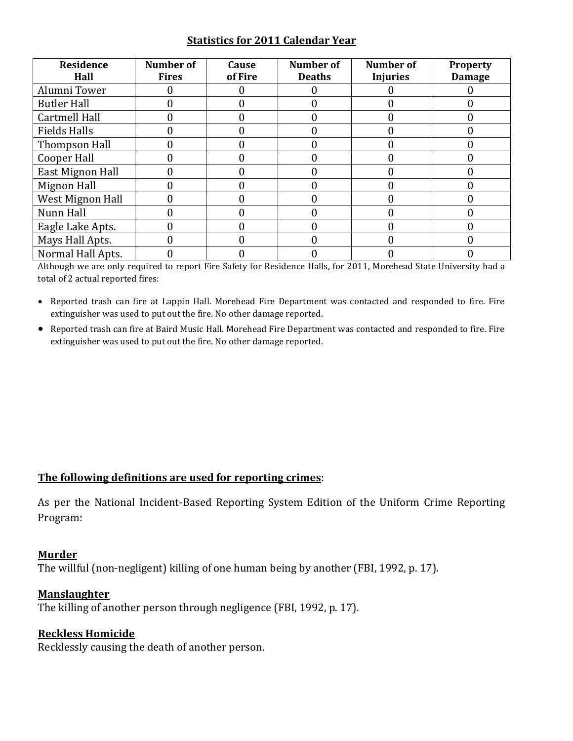## Statistics for 2011 Calendar Year

| Residence Hall | Number of Fires | Cause of Fire | Number of Deaths | Number of Injuries | Property Damage |
|---|---|---|---|---|---|
| Alumni Tower | 0 | 0 | 0 | 0 | 0 |
| Butler Hall | 0 | 0 | 0 | 0 | 0 |
| Cartmell Hall | 0 | 0 | 0 | 0 | 0 |
| Fields Halls | 0 | 0 | 0 | 0 | 0 |
| Thompson Hall | 0 | 0 | 0 | 0 | 0 |
| Cooper Hall | 0 | 0 | 0 | 0 | 0 |
| East Mignon Hall | 0 | 0 | 0 | 0 | 0 |
| Mignon Hall | 0 | 0 | 0 | 0 | 0 |
| West Mignon Hall | 0 | 0 | 0 | 0 | 0 |
| Nunn Hall | 0 | 0 | 0 | 0 | 0 |
| Eagle Lake Apts. | 0 | 0 | 0 | 0 | 0 |
| Mays Hall Apts. | 0 | 0 | 0 | 0 | 0 |
| Normal Hall Apts. | 0 | 0 | 0 | 0 | 0 |

Although we are only required to report Fire Safety for Residence Halls, for 2011, Morehead State University had a total of 2 actual reported fires:

- Reported trash can fire at Lappin Hall. Morehead Fire Department was contacted and responded to fire. Fire extinguisher was used to put out the fire. No other damage reported.
- Reported trash can fire at Baird Music Hall. Morehead Fire Department was contacted and responded to fire. Fire extinguisher was used to put out the fire. No other damage reported.

**The following definitions are used for reporting crimes**:

As per the National Incident-Based Reporting System Edition of the Uniform Crime Reporting Program:

**Murder**
The willful (non-negligent) killing of one human being by another (FBI, 1992, p. 17).

**Manslaughter**
The killing of another person through negligence (FBI, 1992, p. 17).

**Reckless Homicide**
Recklessly causing the death of another person.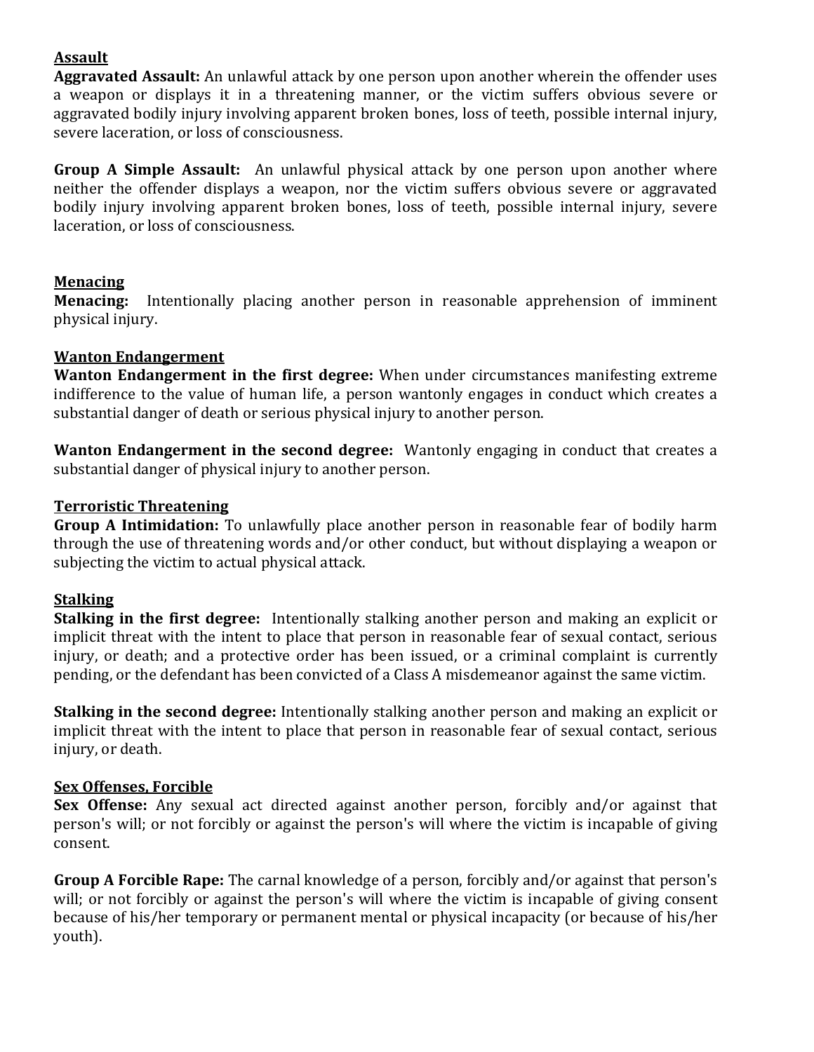**Assault**

**Aggravated Assault:** An unlawful attack by one person upon another wherein the offender uses a weapon or displays it in a threatening manner, or the victim suffers obvious severe or aggravated bodily injury involving apparent broken bones, loss of teeth, possible internal injury, severe laceration, or loss of consciousness.

**Group A Simple Assault:** An unlawful physical attack by one person upon another where neither the offender displays a weapon, nor the victim suffers obvious severe or aggravated bodily injury involving apparent broken bones, loss of teeth, possible internal injury, severe laceration, or loss of consciousness.

**Menacing**

**Menacing:** Intentionally placing another person in reasonable apprehension of imminent physical injury.

**Wanton Endangerment**

**Wanton Endangerment in the first degree:** When under circumstances manifesting extreme indifference to the value of human life, a person wantonly engages in conduct which creates a substantial danger of death or serious physical injury to another person.

**Wanton Endangerment in the second degree:** Wantonly engaging in conduct that creates a substantial danger of physical injury to another person.

**Terroristic Threatening**

**Group A Intimidation:** To unlawfully place another person in reasonable fear of bodily harm through the use of threatening words and/or other conduct, but without displaying a weapon or subjecting the victim to actual physical attack.

**Stalking**

**Stalking in the first degree:** Intentionally stalking another person and making an explicit or implicit threat with the intent to place that person in reasonable fear of sexual contact, serious injury, or death; and a protective order has been issued, or a criminal complaint is currently pending, or the defendant has been convicted of a Class A misdemeanor against the same victim.

**Stalking in the second degree:** Intentionally stalking another person and making an explicit or implicit threat with the intent to place that person in reasonable fear of sexual contact, serious injury, or death.

**Sex Offenses, Forcible**

**Sex Offense:** Any sexual act directed against another person, forcibly and/or against that person's will; or not forcibly or against the person's will where the victim is incapable of giving consent.

**Group A Forcible Rape:** The carnal knowledge of a person, forcibly and/or against that person's will; or not forcibly or against the person's will where the victim is incapable of giving consent because of his/her temporary or permanent mental or physical incapacity (or because of his/her youth).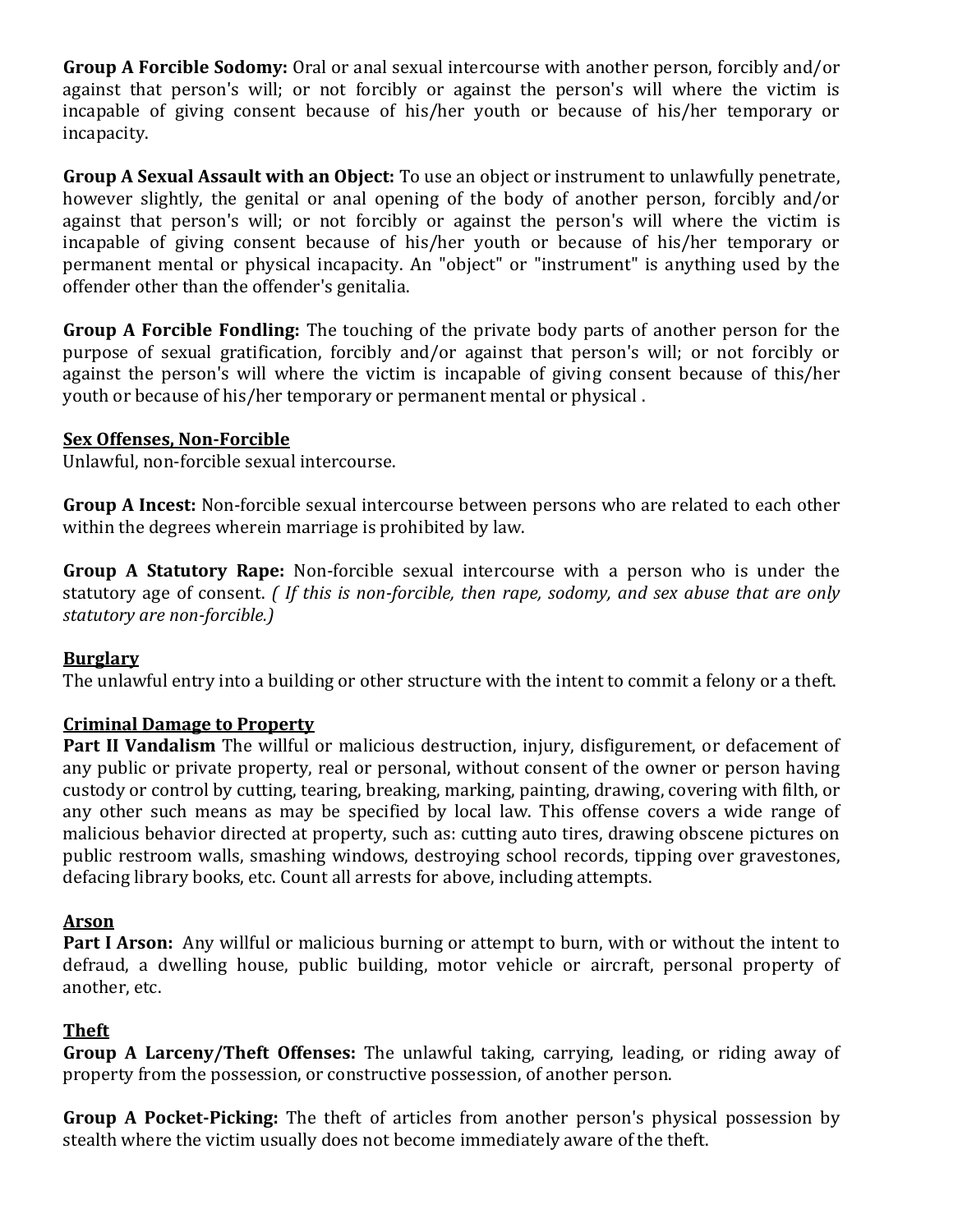**Group A Forcible Sodomy:** Oral or anal sexual intercourse with another person, forcibly and/or against that person's will; or not forcibly or against the person's will where the victim is incapable of giving consent because of his/her youth or because of his/her temporary or incapacity.

**Group A Sexual Assault with an Object:** To use an object or instrument to unlawfully penetrate, however slightly, the genital or anal opening of the body of another person, forcibly and/or against that person's will; or not forcibly or against the person's will where the victim is incapable of giving consent because of his/her youth or because of his/her temporary or permanent mental or physical incapacity. An "object" or "instrument" is anything used by the offender other than the offender's genitalia.

**Group A Forcible Fondling:** The touching of the private body parts of another person for the purpose of sexual gratification, forcibly and/or against that person's will; or not forcibly or against the person's will where the victim is incapable of giving consent because of this/her youth or because of his/her temporary or permanent mental or physical .

**<u>Sex Offenses, Non-Forcible</u>**
Unlawful, non-forcible sexual intercourse.

**Group A Incest:** Non-forcible sexual intercourse between persons who are related to each other within the degrees wherein marriage is prohibited by law.

**Group A Statutory Rape:** Non-forcible sexual intercourse with a person who is under the statutory age of consent. *( If this is non-forcible, then rape, sodomy, and sex abuse that are only statutory are non-forcible.)*

**<u>Burglary</u>**
The unlawful entry into a building or other structure with the intent to commit a felony or a theft.

**<u>Criminal Damage to Property</u>**
**Part II Vandalism** The willful or malicious destruction, injury, disfigurement, or defacement of any public or private property, real or personal, without consent of the owner or person having custody or control by cutting, tearing, breaking, marking, painting, drawing, covering with filth, or any other such means as may be specified by local law. This offense covers a wide range of malicious behavior directed at property, such as: cutting auto tires, drawing obscene pictures on public restroom walls, smashing windows, destroying school records, tipping over gravestones, defacing library books, etc. Count all arrests for above, including attempts.

**<u>Arson</u>**
**Part I Arson:** Any willful or malicious burning or attempt to burn, with or without the intent to defraud, a dwelling house, public building, motor vehicle or aircraft, personal property of another, etc.

**<u>Theft</u>**
**Group A Larceny/Theft Offenses:** The unlawful taking, carrying, leading, or riding away of property from the possession, or constructive possession, of another person.

**Group A Pocket-Picking:** The theft of articles from another person's physical possession by stealth where the victim usually does not become immediately aware of the theft.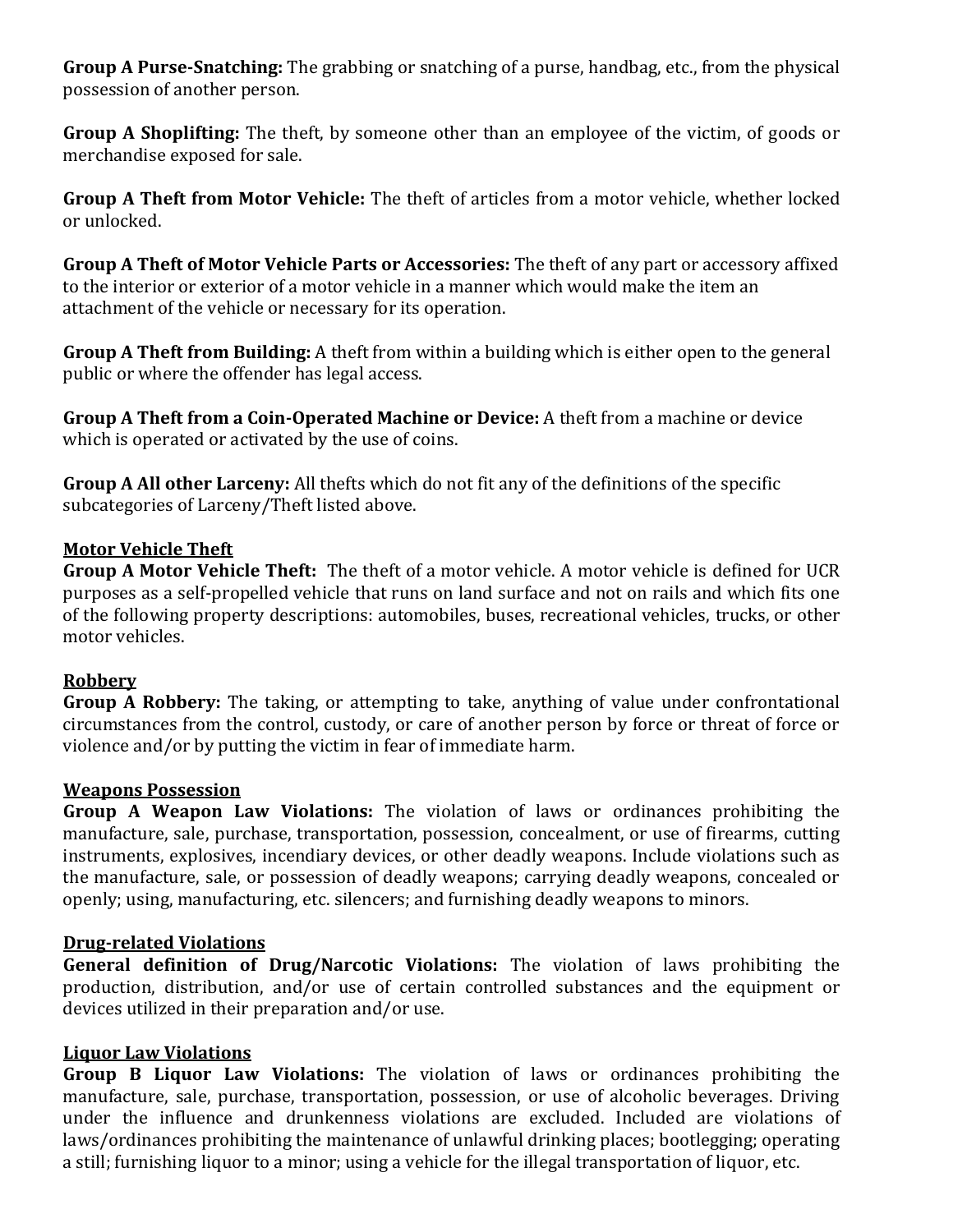**Group A Purse-Snatching:** The grabbing or snatching of a purse, handbag, etc., from the physical possession of another person.

**Group A Shoplifting:** The theft, by someone other than an employee of the victim, of goods or merchandise exposed for sale.

**Group A Theft from Motor Vehicle:** The theft of articles from a motor vehicle, whether locked or unlocked.

**Group A Theft of Motor Vehicle Parts or Accessories:** The theft of any part or accessory affixed to the interior or exterior of a motor vehicle in a manner which would make the item an attachment of the vehicle or necessary for its operation.

**Group A Theft from Building:** A theft from within a building which is either open to the general public or where the offender has legal access.

**Group A Theft from a Coin-Operated Machine or Device:** A theft from a machine or device which is operated or activated by the use of coins.

**Group A All other Larceny:** All thefts which do not fit any of the definitions of the specific subcategories of Larceny/Theft listed above.

<u>**Motor Vehicle Theft**</u>

**Group A Motor Vehicle Theft:** The theft of a motor vehicle. A motor vehicle is defined for UCR purposes as a self-propelled vehicle that runs on land surface and not on rails and which fits one of the following property descriptions: automobiles, buses, recreational vehicles, trucks, or other motor vehicles.

<u>**Robbery**</u>

**Group A Robbery:** The taking, or attempting to take, anything of value under confrontational circumstances from the control, custody, or care of another person by force or threat of force or violence and/or by putting the victim in fear of immediate harm.

<u>**Weapons Possession**</u>

**Group A Weapon Law Violations:** The violation of laws or ordinances prohibiting the manufacture, sale, purchase, transportation, possession, concealment, or use of firearms, cutting instruments, explosives, incendiary devices, or other deadly weapons. Include violations such as the manufacture, sale, or possession of deadly weapons; carrying deadly weapons, concealed or openly; using, manufacturing, etc. silencers; and furnishing deadly weapons to minors.

<u>**Drug-related Violations**</u>

**General definition of Drug/Narcotic Violations:** The violation of laws prohibiting the production, distribution, and/or use of certain controlled substances and the equipment or devices utilized in their preparation and/or use.

<u>**Liquor Law Violations**</u>

**Group B Liquor Law Violations:** The violation of laws or ordinances prohibiting the manufacture, sale, purchase, transportation, possession, or use of alcoholic beverages. Driving under the influence and drunkenness violations are excluded. Included are violations of laws/ordinances prohibiting the maintenance of unlawful drinking places; bootlegging; operating a still; furnishing liquor to a minor; using a vehicle for the illegal transportation of liquor, etc.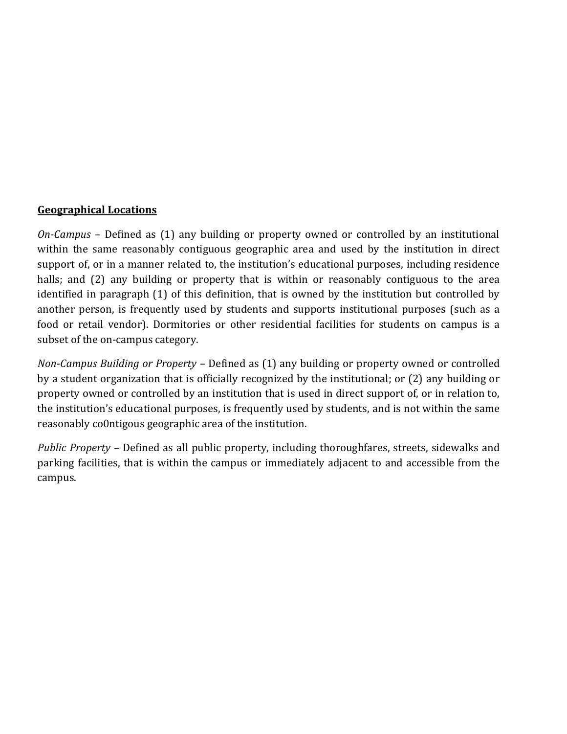**Geographical Locations**

*On-Campus* – Defined as (1) any building or property owned or controlled by an institutional within the same reasonably contiguous geographic area and used by the institution in direct support of, or in a manner related to, the institution's educational purposes, including residence halls; and (2) any building or property that is within or reasonably contiguous to the area identified in paragraph (1) of this definition, that is owned by the institution but controlled by another person, is frequently used by students and supports institutional purposes (such as a food or retail vendor). Dormitories or other residential facilities for students on campus is a subset of the on-campus category.

*Non-Campus Building or Property* – Defined as (1) any building or property owned or controlled by a student organization that is officially recognized by the institutional; or (2) any building or property owned or controlled by an institution that is used in direct support of, or in relation to, the institution's educational purposes, is frequently used by students, and is not within the same reasonably co0ntigous geographic area of the institution.

*Public Property* – Defined as all public property, including thoroughfares, streets, sidewalks and parking facilities, that is within the campus or immediately adjacent to and accessible from the campus.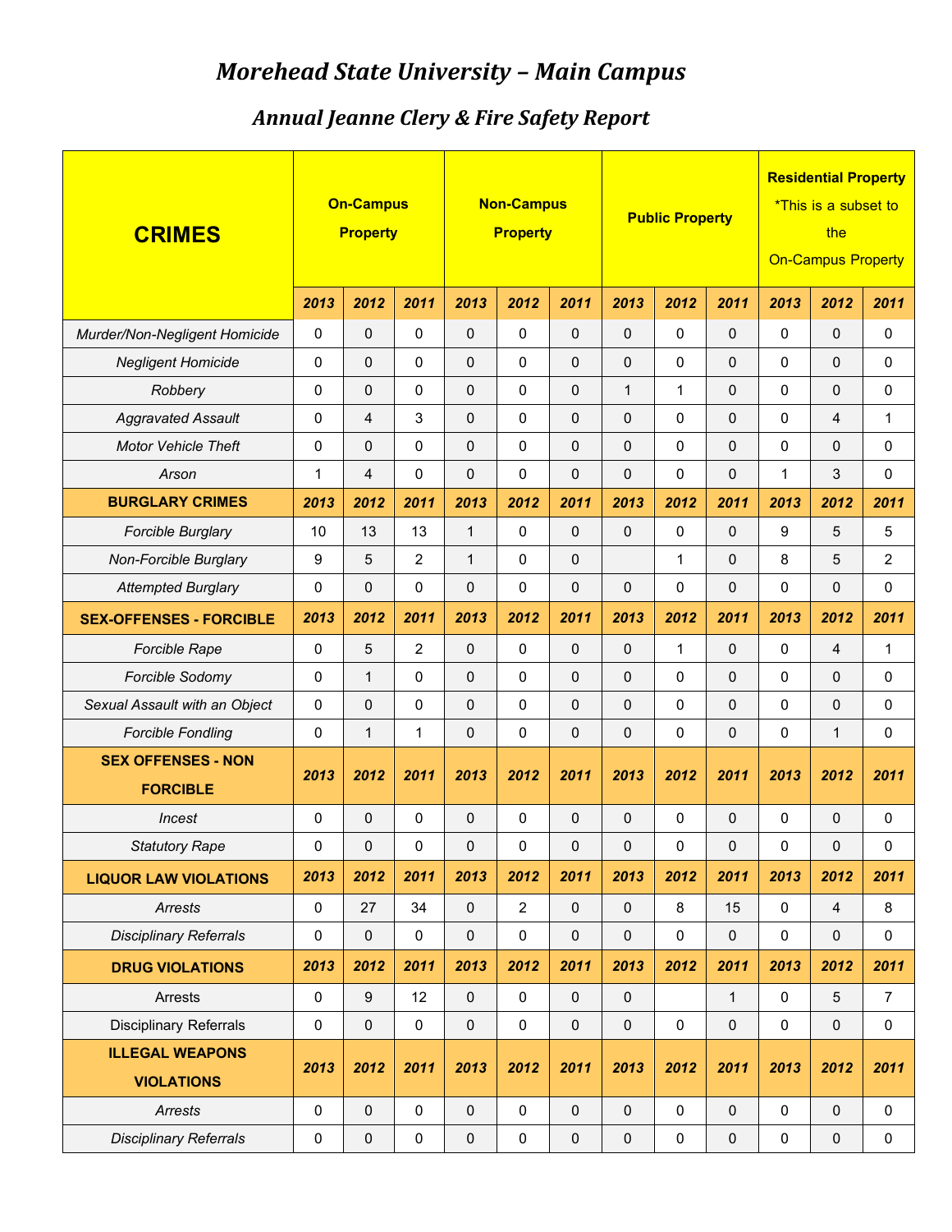# *Morehead State University – Main Campus*

## *Annual Jeanne Clery & Fire Safety Report*

| CRIMES | On-Campus Property | | | Non-Campus Property | | | Public Property | | | Residential Property *This is a subset to the On-Campus Property | | |
|---|---|---|---|---|---|---|---|---|---|---|---|---|
| | *2013* | *2012* | *2011* | *2013* | *2012* | *2011* | *2013* | *2012* | *2011* | *2013* | *2012* | *2011* |
| *Murder/Non-Negligent Homicide* | 0 | 0 | 0 | 0 | 0 | 0 | 0 | 0 | 0 | 0 | 0 | 0 |
| *Negligent Homicide* | 0 | 0 | 0 | 0 | 0 | 0 | 0 | 0 | 0 | 0 | 0 | 0 |
| *Robbery* | 0 | 0 | 0 | 0 | 0 | 0 | 1 | 1 | 0 | 0 | 0 | 0 |
| *Aggravated Assault* | 0 | 4 | 3 | 0 | 0 | 0 | 0 | 0 | 0 | 0 | 4 | 1 |
| *Motor Vehicle Theft* | 0 | 0 | 0 | 0 | 0 | 0 | 0 | 0 | 0 | 0 | 0 | 0 |
| *Arson* | 1 | 4 | 0 | 0 | 0 | 0 | 0 | 0 | 0 | 1 | 3 | 0 |
| **BURGLARY CRIMES** | *2013* | *2012* | *2011* | *2013* | *2012* | *2011* | *2013* | *2012* | *2011* | *2013* | *2012* | *2011* |
| *Forcible Burglary* | 10 | 13 | 13 | 1 | 0 | 0 | 0 | 0 | 0 | 9 | 5 | 5 |
| *Non-Forcible Burglary* | 9 | 5 | 2 | 1 | 0 | 0 | | 1 | 0 | 8 | 5 | 2 |
| *Attempted Burglary* | 0 | 0 | 0 | 0 | 0 | 0 | 0 | 0 | 0 | 0 | 0 | 0 |
| **SEX-OFFENSES - FORCIBLE** | *2013* | *2012* | *2011* | *2013* | *2012* | *2011* | *2013* | *2012* | *2011* | *2013* | *2012* | *2011* |
| *Forcible Rape* | 0 | 5 | 2 | 0 | 0 | 0 | 0 | 1 | 0 | 0 | 4 | 1 |
| *Forcible Sodomy* | 0 | 1 | 0 | 0 | 0 | 0 | 0 | 0 | 0 | 0 | 0 | 0 |
| *Sexual Assault with an Object* | 0 | 0 | 0 | 0 | 0 | 0 | 0 | 0 | 0 | 0 | 0 | 0 |
| *Forcible Fondling* | 0 | 1 | 1 | 0 | 0 | 0 | 0 | 0 | 0 | 0 | 1 | 0 |
| **SEX OFFENSES - NON FORCIBLE** | *2013* | *2012* | *2011* | *2013* | *2012* | *2011* | *2013* | *2012* | *2011* | *2013* | *2012* | *2011* |
| *Incest* | 0 | 0 | 0 | 0 | 0 | 0 | 0 | 0 | 0 | 0 | 0 | 0 |
| *Statutory Rape* | 0 | 0 | 0 | 0 | 0 | 0 | 0 | 0 | 0 | 0 | 0 | 0 |
| **LIQUOR LAW VIOLATIONS** | *2013* | *2012* | *2011* | *2013* | *2012* | *2011* | *2013* | *2012* | *2011* | *2013* | *2012* | *2011* |
| *Arrests* | 0 | 27 | 34 | 0 | 2 | 0 | 0 | 8 | 15 | 0 | 4 | 8 |
| *Disciplinary Referrals* | 0 | 0 | 0 | 0 | 0 | 0 | 0 | 0 | 0 | 0 | 0 | 0 |
| **DRUG VIOLATIONS** | *2013* | *2012* | *2011* | *2013* | *2012* | *2011* | *2013* | *2012* | *2011* | *2013* | *2012* | *2011* |
| Arrests | 0 | 9 | 12 | 0 | 0 | 0 | 0 | | 1 | 0 | 5 | 7 |
| Disciplinary Referrals | 0 | 0 | 0 | 0 | 0 | 0 | 0 | 0 | 0 | 0 | 0 | 0 |
| **ILLEGAL WEAPONS VIOLATIONS** | *2013* | *2012* | *2011* | *2013* | *2012* | *2011* | *2013* | *2012* | *2011* | *2013* | *2012* | *2011* |
| *Arrests* | 0 | 0 | 0 | 0 | 0 | 0 | 0 | 0 | 0 | 0 | 0 | 0 |
| *Disciplinary Referrals* | 0 | 0 | 0 | 0 | 0 | 0 | 0 | 0 | 0 | 0 | 0 | 0 |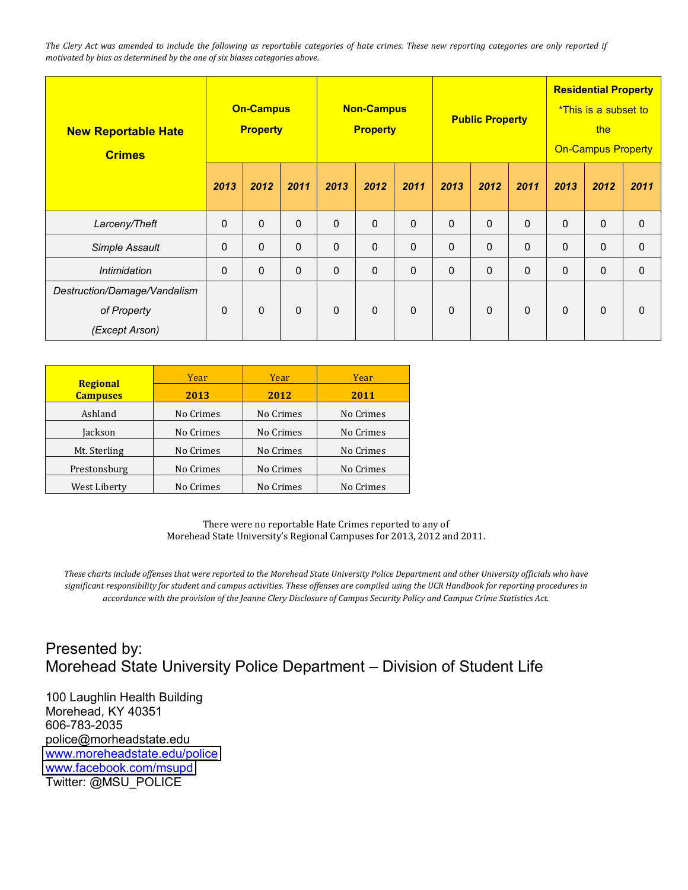*The Clery Act was amended to include the following as reportable categories of hate crimes. These new reporting categories are only reported if motivated by bias as determined by the one of six biases categories above.*

| New Reportable Hate Crimes | On-Campus Property | | | Non-Campus Property | | | Public Property | | | Residential Property *This is a subset to the On-Campus Property | | |
|---|---|---|---|---|---|---|---|---|---|---|---|---|
| | 2013 | 2012 | 2011 | 2013 | 2012 | 2011 | 2013 | 2012 | 2011 | 2013 | 2012 | 2011 |
| *Larceny/Theft* | 0 | 0 | 0 | 0 | 0 | 0 | 0 | 0 | 0 | 0 | 0 | 0 |
| *Simple Assault* | 0 | 0 | 0 | 0 | 0 | 0 | 0 | 0 | 0 | 0 | 0 | 0 |
| *Intimidation* | 0 | 0 | 0 | 0 | 0 | 0 | 0 | 0 | 0 | 0 | 0 | 0 |
| *Destruction/Damage/Vandalism of Property (Except Arson)* | 0 | 0 | 0 | 0 | 0 | 0 | 0 | 0 | 0 | 0 | 0 | 0 |

| Regional Campuses | Year 2013 | Year 2012 | Year 2011 |
|---|---|---|---|
| Ashland | No Crimes | No Crimes | No Crimes |
| Jackson | No Crimes | No Crimes | No Crimes |
| Mt. Sterling | No Crimes | No Crimes | No Crimes |
| Prestonsburg | No Crimes | No Crimes | No Crimes |
| West Liberty | No Crimes | No Crimes | No Crimes |

There were no reportable Hate Crimes reported to any of Morehead State University's Regional Campuses for 2013, 2012 and 2011.

*These charts include offenses that were reported to the Morehead State University Police Department and other University officials who have significant responsibility for student and campus activities. These offenses are compiled using the UCR Handbook for reporting procedures in accordance with the provision of the Jeanne Clery Disclosure of Campus Security Policy and Campus Crime Statistics Act.*

Presented by:
Morehead State University Police Department – Division of Student Life

100 Laughlin Health Building
Morehead, KY 40351
606-783-2035
police@morheadstate.edu
www.moreheadstate.edu/police
www.facebook.com/msupd
Twitter: @MSU_POLICE